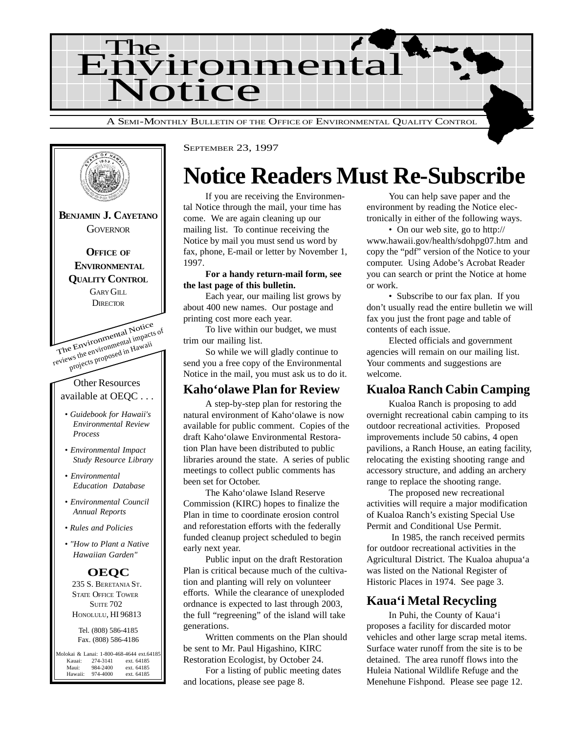# The Environmental Notice

A SEMI-MONTHLY BULLETIN OF THE OFFICE OF ENVIRONMENTAL QUALITY CONTROL

**BENJAMIN J. CAYETANO**
GOVERNOR

**OFFICE OF ENVIRONMENTAL QUALITY CONTROL**
GARY GILL
DIRECTOR

The Environmental Notice reviews the environmental impacts of projects proposed in Hawaii

Other Resources available at OEQC . . .

- *Guidebook for Hawaii's Environmental Review Process*
- *Environmental Impact Study Resource Library*
- *Environmental Education Database*
- *Environmental Council Annual Reports*
- *Rules and Policies*
- *"How to Plant a Native Hawaiian Garden"*

**OEQC**
235 S. BERETANIA ST.
STATE OFFICE TOWER
SUITE 702
HONOLULU, HI 96813

Tel. (808) 586-4185
Fax. (808) 586-4186

Molokai & Lanai: 1-800-468-4644 ext.64185
Kauai: 274-3141 ext. 64185
Maui: 984-2400 ext. 64185
Hawaii: 974-4000 ext. 64185

SEPTEMBER 23, 1997

# Notice Readers Must Re-Subscribe

If you are receiving the Environmental Notice through the mail, your time has come. We are again cleaning up our mailing list. To continue receiving the Notice by mail you must send us word by fax, phone, E-mail or letter by November 1, 1997.

**For a handy return-mail form, see the last page of this bulletin.**

Each year, our mailing list grows by about 400 new names. Our postage and printing cost more each year.

To live within our budget, we must trim our mailing list.

So while we will gladly continue to send you a free copy of the Environmental Notice in the mail, you must ask us to do it.

You can help save paper and the environment by reading the Notice electronically in either of the following ways.

• On our web site, go to http://www.hawaii.gov/health/sdohpg07.htm and copy the "pdf" version of the Notice to your computer. Using Adobe's Acrobat Reader you can search or print the Notice at home or work.

• Subscribe to our fax plan. If you don't usually read the entire bulletin we will fax you just the front page and table of contents of each issue.

Elected officials and government agencies will remain on our mailing list. Your comments and suggestions are welcome.

## Kaho'olawe Plan for Review

A step-by-step plan for restoring the natural environment of Kaho'olawe is now available for public comment. Copies of the draft Kaho'olawe Environmental Restoration Plan have been distributed to public libraries around the state. A series of public meetings to collect public comments has been set for October.

The Kaho'olawe Island Reserve Commission (KIRC) hopes to finalize the Plan in time to coordinate erosion control and reforestation efforts with the federally funded cleanup project scheduled to begin early next year.

Public input on the draft Restoration Plan is critical because much of the cultivation and planting will rely on volunteer efforts. While the clearance of unexploded ordnance is expected to last through 2003, the full "regreening" of the island will take generations.

Written comments on the Plan should be sent to Mr. Paul Higashino, KIRC Restoration Ecologist, by October 24.

For a listing of public meeting dates and locations, please see page 8.

## Kualoa Ranch Cabin Camping

Kualoa Ranch is proposing to add overnight recreational cabin camping to its outdoor recreational activities. Proposed improvements include 50 cabins, 4 open pavilions, a Ranch House, an eating facility, relocating the existing shooting range and accessory structure, and adding an archery range to replace the shooting range.

The proposed new recreational activities will require a major modification of Kualoa Ranch's existing Special Use Permit and Conditional Use Permit.

In 1985, the ranch received permits for outdoor recreational activities in the Agricultural District. The Kualoa ahupua'a was listed on the National Register of Historic Places in 1974. See page 3.

## Kaua'i Metal Recycling

In Puhi, the County of Kaua'i proposes a facility for discarded motor vehicles and other large scrap metal items. Surface water runoff from the site is to be detained. The area runoff flows into the Huleia National Wildlife Refuge and the Menehune Fishpond. Please see page 12.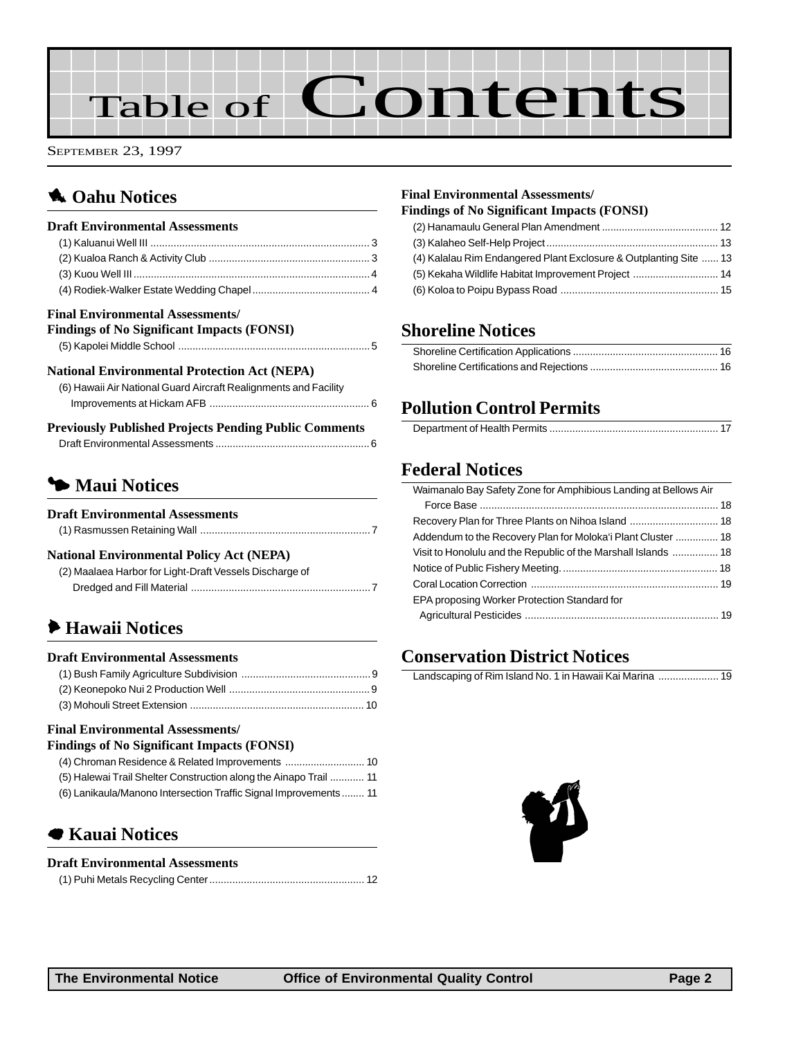# Table of Contents

SEPTEMBER 23, 1997

## Oahu Notices

### Draft Environmental Assessments

(1) Kaluanui Well III ..... 3
(2) Kualoa Ranch & Activity Club ..... 3
(3) Kuou Well III ..... 4
(4) Rodiek-Walker Estate Wedding Chapel ..... 4

### Final Environmental Assessments/ Findings of No Significant Impacts (FONSI)

(5) Kapolei Middle School ..... 5

### National Environmental Protection Act (NEPA)

(6) Hawaii Air National Guard Aircraft Realignments and Facility Improvements at Hickam AFB ..... 6

### Previously Published Projects Pending Public Comments

Draft Environmental Assessments ..... 6

## Maui Notices

### Draft Environmental Assessments

(1) Rasmussen Retaining Wall ..... 7

### National Environmental Policy Act (NEPA)

(2) Maalaea Harbor for Light-Draft Vessels Discharge of Dredged and Fill Material ..... 7

## Hawaii Notices

### Draft Environmental Assessments

(1) Bush Family Agriculture Subdivision ..... 9
(2) Keonepoko Nui 2 Production Well ..... 9
(3) Mohouli Street Extension ..... 10

### Final Environmental Assessments/ Findings of No Significant Impacts (FONSI)

(4) Chroman Residence & Related Improvements ..... 10
(5) Halewai Trail Shelter Construction along the Ainapo Trail ..... 11
(6) Lanikaula/Manono Intersection Traffic Signal Improvements ..... 11

## Kauai Notices

### Draft Environmental Assessments

(1) Puhi Metals Recycling Center ..... 12

### Final Environmental Assessments/ Findings of No Significant Impacts (FONSI)

(2) Hanamaulu General Plan Amendment ..... 12
(3) Kalaheo Self-Help Project ..... 13
(4) Kalalau Rim Endangered Plant Exclosure & Outplanting Site ..... 13
(5) Kekaha Wildlife Habitat Improvement Project ..... 14
(6) Koloa to Poipu Bypass Road ..... 15

## Shoreline Notices

Shoreline Certification Applications ..... 16
Shoreline Certifications and Rejections ..... 16

## Pollution Control Permits

Department of Health Permits ..... 17

## Federal Notices

Waimanalo Bay Safety Zone for Amphibious Landing at Bellows Air Force Base ..... 18
Recovery Plan for Three Plants on Nihoa Island ..... 18
Addendum to the Recovery Plan for Moloka'i Plant Cluster ..... 18
Visit to Honolulu and the Republic of the Marshall Islands ..... 18
Notice of Public Fishery Meeting. ..... 18
Coral Location Correction ..... 19
EPA proposing Worker Protection Standard for Agricultural Pesticides ..... 19

## Conservation District Notices

Landscaping of Rim Island No. 1 in Hawaii Kai Marina ..... 19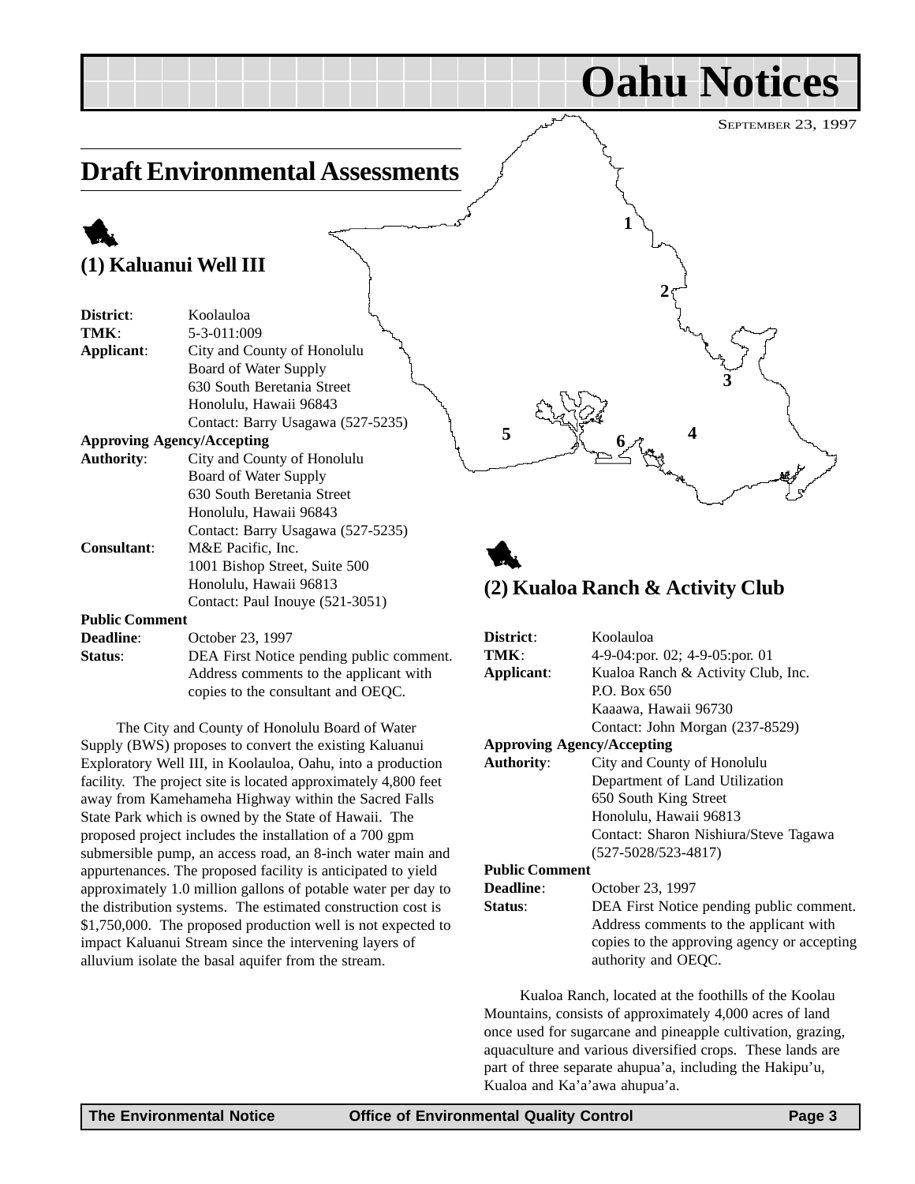# Oahu Notices

SEPTEMBER 23, 1997

## Draft Environmental Assessments

### (1) Kaluanui Well III

**District**: Koolauloa
**TMK**: 5-3-011:009
**Applicant**: City and County of Honolulu
Board of Water Supply
630 South Beretania Street
Honolulu, Hawaii 96843
Contact: Barry Usagawa (527-5235)
**Approving Agency/Accepting**
**Authority**: City and County of Honolulu
Board of Water Supply
630 South Beretania Street
Honolulu, Hawaii 96843
Contact: Barry Usagawa (527-5235)
**Consultant**: M&E Pacific, Inc.
1001 Bishop Street, Suite 500
Honolulu, Hawaii 96813
Contact: Paul Inouye (521-3051)
**Public Comment**
**Deadline**: October 23, 1997
**Status**: DEA First Notice pending public comment. Address comments to the applicant with copies to the consultant and OEQC.

The City and County of Honolulu Board of Water Supply (BWS) proposes to convert the existing Kaluanui Exploratory Well III, in Koolauloa, Oahu, into a production facility. The project site is located approximately 4,800 feet away from Kamehameha Highway within the Sacred Falls State Park which is owned by the State of Hawaii. The proposed project includes the installation of a 700 gpm submersible pump, an access road, an 8-inch water main and appurtenances. The proposed facility is anticipated to yield approximately 1.0 million gallons of potable water per day to the distribution systems. The estimated construction cost is $1,750,000. The proposed production well is not expected to impact Kaluanui Stream since the intervening layers of alluvium isolate the basal aquifer from the stream.

### (2) Kualoa Ranch & Activity Club

**District**: Koolauloa
**TMK**: 4-9-04:por. 02; 4-9-05:por. 01
**Applicant**: Kualoa Ranch & Activity Club, Inc.
P.O. Box 650
Kaaawa, Hawaii 96730
Contact: John Morgan (237-8529)
**Approving Agency/Accepting**
**Authority**: City and County of Honolulu
Department of Land Utilization
650 South King Street
Honolulu, Hawaii 96813
Contact: Sharon Nishiura/Steve Tagawa
(527-5028/523-4817)
**Public Comment**
**Deadline**: October 23, 1997
**Status**: DEA First Notice pending public comment. Address comments to the applicant with copies to the approving agency or accepting authority and OEQC.

Kualoa Ranch, located at the foothills of the Koolau Mountains, consists of approximately 4,000 acres of land once used for sugarcane and pineapple cultivation, grazing, aquaculture and various diversified crops. These lands are part of three separate ahupua'a, including the Hakipu'u, Kualoa and Ka'a'awa ahupua'a.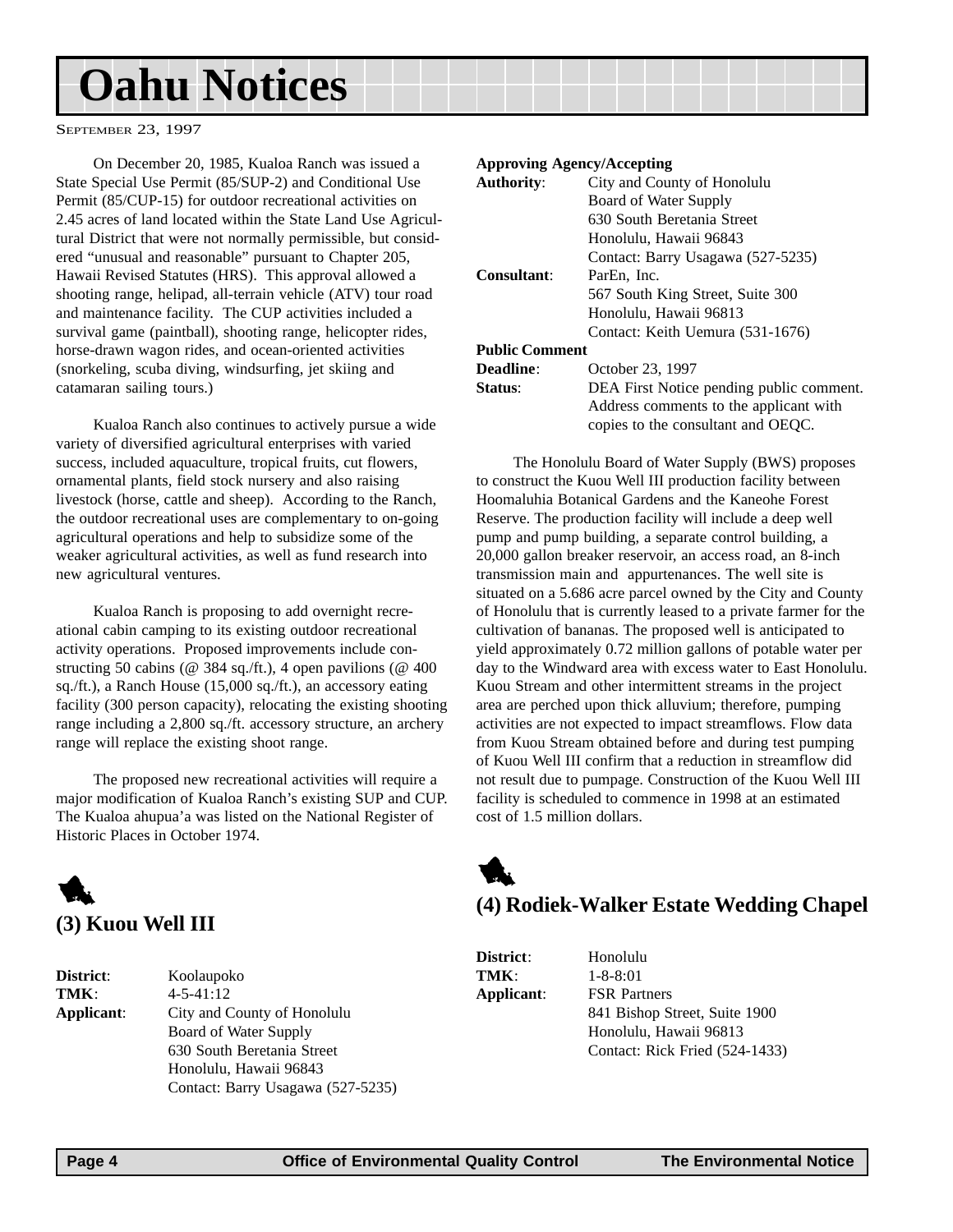# Oahu Notices

SEPTEMBER 23, 1997

On December 20, 1985, Kualoa Ranch was issued a State Special Use Permit (85/SUP-2) and Conditional Use Permit (85/CUP-15) for outdoor recreational activities on 2.45 acres of land located within the State Land Use Agricultural District that were not normally permissible, but considered "unusual and reasonable" pursuant to Chapter 205, Hawaii Revised Statutes (HRS). This approval allowed a shooting range, helipad, all-terrain vehicle (ATV) tour road and maintenance facility. The CUP activities included a survival game (paintball), shooting range, helicopter rides, horse-drawn wagon rides, and ocean-oriented activities (snorkeling, scuba diving, windsurfing, jet skiing and catamaran sailing tours.)

Kualoa Ranch also continues to actively pursue a wide variety of diversified agricultural enterprises with varied success, included aquaculture, tropical fruits, cut flowers, ornamental plants, field stock nursery and also raising livestock (horse, cattle and sheep). According to the Ranch, the outdoor recreational uses are complementary to on-going agricultural operations and help to subsidize some of the weaker agricultural activities, as well as fund research into new agricultural ventures.

Kualoa Ranch is proposing to add overnight recreational cabin camping to its existing outdoor recreational activity operations. Proposed improvements include constructing 50 cabins (@ 384 sq./ft.), 4 open pavilions (@ 400 sq./ft.), a Ranch House (15,000 sq./ft.), an accessory eating facility (300 person capacity), relocating the existing shooting range including a 2,800 sq./ft. accessory structure, an archery range will replace the existing shoot range.

The proposed new recreational activities will require a major modification of Kualoa Ranch's existing SUP and CUP. The Kualoa ahupua'a was listed on the National Register of Historic Places in October 1974.

## (3) Kuou Well III

**District**: Koolaupoko
**TMK**: 4-5-41:12
**Applicant**: City and County of Honolulu
Board of Water Supply
630 South Beretania Street
Honolulu, Hawaii 96843
Contact: Barry Usagawa (527-5235)

**Approving Agency/Accepting Authority**: City and County of Honolulu
Board of Water Supply
630 South Beretania Street
Honolulu, Hawaii 96843
Contact: Barry Usagawa (527-5235)
**Consultant**: ParEn, Inc.
567 South King Street, Suite 300
Honolulu, Hawaii 96813
Contact: Keith Uemura (531-1676)
**Public Comment Deadline**: October 23, 1997
**Status**: DEA First Notice pending public comment. Address comments to the applicant with copies to the consultant and OEQC.

The Honolulu Board of Water Supply (BWS) proposes to construct the Kuou Well III production facility between Hoomaluhia Botanical Gardens and the Kaneohe Forest Reserve. The production facility will include a deep well pump and pump building, a separate control building, a 20,000 gallon breaker reservoir, an access road, an 8-inch transmission main and appurtenances. The well site is situated on a 5.686 acre parcel owned by the City and County of Honolulu that is currently leased to a private farmer for the cultivation of bananas. The proposed well is anticipated to yield approximately 0.72 million gallons of potable water per day to the Windward area with excess water to East Honolulu. Kuou Stream and other intermittent streams in the project area are perched upon thick alluvium; therefore, pumping activities are not expected to impact streamflows. Flow data from Kuou Stream obtained before and during test pumping of Kuou Well III confirm that a reduction in streamflow did not result due to pumpage. Construction of the Kuou Well III facility is scheduled to commence in 1998 at an estimated cost of 1.5 million dollars.

## (4) Rodiek-Walker Estate Wedding Chapel

**District**: Honolulu
**TMK**: 1-8-8:01
**Applicant**: FSR Partners
841 Bishop Street, Suite 1900
Honolulu, Hawaii 96813
Contact: Rick Fried (524-1433)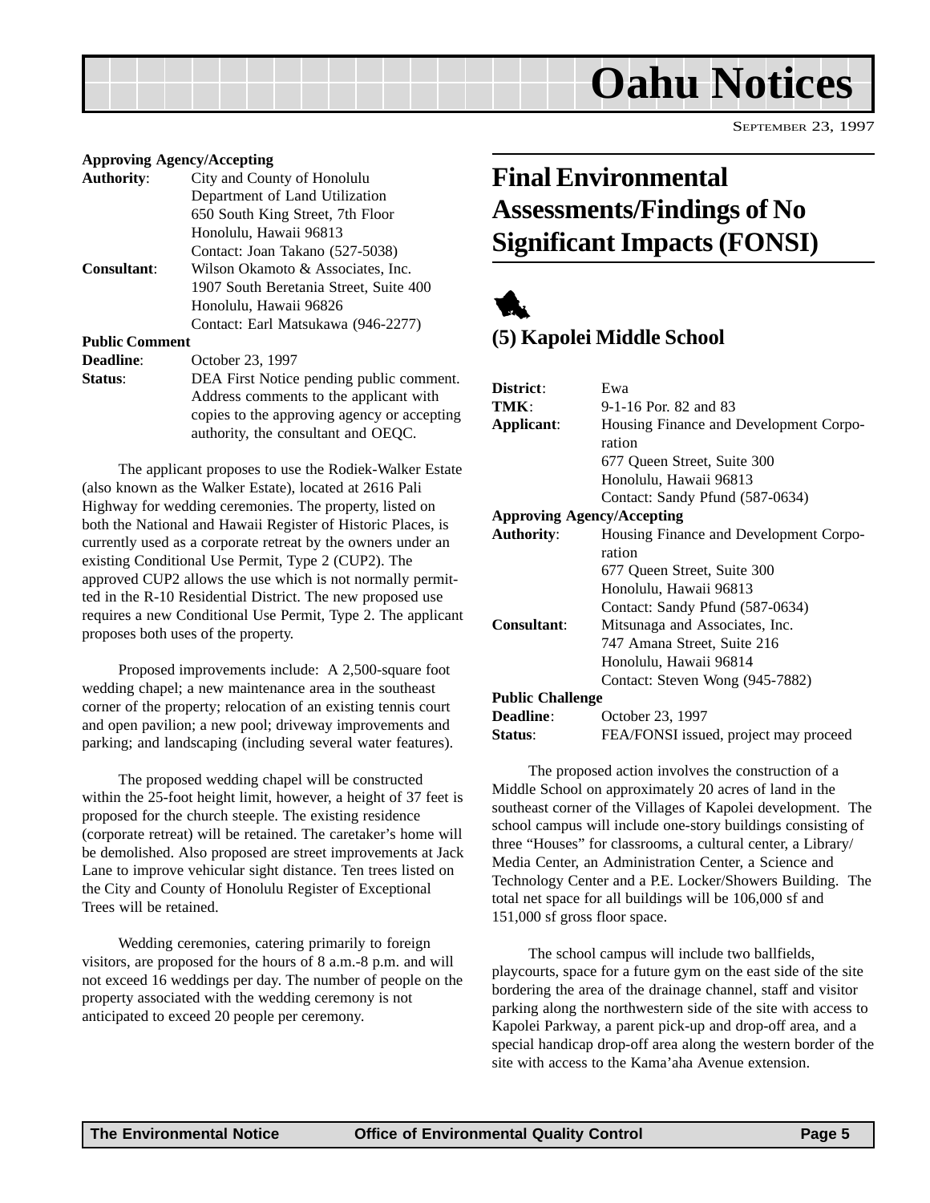**Approving Agency/Accepting**

**Authority**: City and County of Honolulu
Department of Land Utilization
650 South King Street, 7th Floor
Honolulu, Hawaii 96813
Contact: Joan Takano (527-5038)

**Consultant**: Wilson Okamoto & Associates, Inc.
1907 South Beretania Street, Suite 400
Honolulu, Hawaii 96826
Contact: Earl Matsukawa (946-2277)

**Public Comment**

**Deadline**: October 23, 1997

**Status**: DEA First Notice pending public comment. Address comments to the applicant with copies to the approving agency or accepting authority, the consultant and OEQC.

The applicant proposes to use the Rodiek-Walker Estate (also known as the Walker Estate), located at 2616 Pali Highway for wedding ceremonies. The property, listed on both the National and Hawaii Register of Historic Places, is currently used as a corporate retreat by the owners under an existing Conditional Use Permit, Type 2 (CUP2). The approved CUP2 allows the use which is not normally permitted in the R-10 Residential District. The new proposed use requires a new Conditional Use Permit, Type 2. The applicant proposes both uses of the property.

Proposed improvements include: A 2,500-square foot wedding chapel; a new maintenance area in the southeast corner of the property; relocation of an existing tennis court and open pavilion; a new pool; driveway improvements and parking; and landscaping (including several water features).

The proposed wedding chapel will be constructed within the 25-foot height limit, however, a height of 37 feet is proposed for the church steeple. The existing residence (corporate retreat) will be retained. The caretaker's home will be demolished. Also proposed are street improvements at Jack Lane to improve vehicular sight distance. Ten trees listed on the City and County of Honolulu Register of Exceptional Trees will be retained.

Wedding ceremonies, catering primarily to foreign visitors, are proposed for the hours of 8 a.m.-8 p.m. and will not exceed 16 weddings per day. The number of people on the property associated with the wedding ceremony is not anticipated to exceed 20 people per ceremony.

# Final Environmental Assessments/Findings of No Significant Impacts (FONSI)

## (5) Kapolei Middle School

**District**: Ewa

**TMK**: 9-1-16 Por. 82 and 83

**Applicant**: Housing Finance and Development Corporation
677 Queen Street, Suite 300
Honolulu, Hawaii 96813
Contact: Sandy Pfund (587-0634)

**Approving Agency/Accepting**

**Authority**: Housing Finance and Development Corporation
677 Queen Street, Suite 300
Honolulu, Hawaii 96813
Contact: Sandy Pfund (587-0634)

**Consultant**: Mitsunaga and Associates, Inc.
747 Amana Street, Suite 216
Honolulu, Hawaii 96814
Contact: Steven Wong (945-7882)

**Public Challenge**

**Deadline**: October 23, 1997

**Status**: FEA/FONSI issued, project may proceed

The proposed action involves the construction of a Middle School on approximately 20 acres of land in the southeast corner of the Villages of Kapolei development. The school campus will include one-story buildings consisting of three "Houses" for classrooms, a cultural center, a Library/Media Center, an Administration Center, a Science and Technology Center and a P.E. Locker/Showers Building. The total net space for all buildings will be 106,000 sf and 151,000 sf gross floor space.

The school campus will include two ballfields, playcourts, space for a future gym on the east side of the site bordering the area of the drainage channel, staff and visitor parking along the northwestern side of the site with access to Kapolei Parkway, a parent pick-up and drop-off area, and a special handicap drop-off area along the western border of the site with access to the Kama'aha Avenue extension.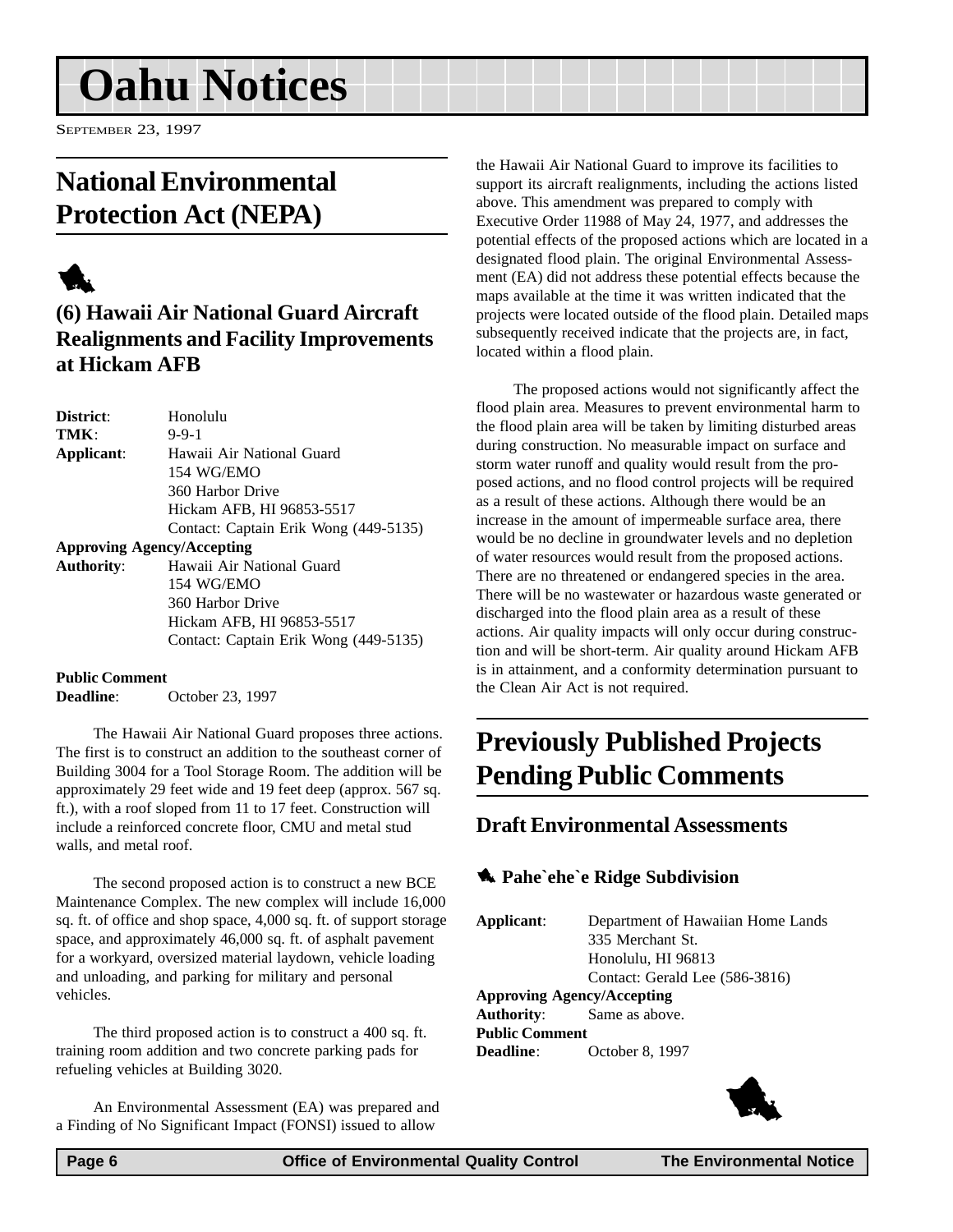# Oahu Notices

SEPTEMBER 23, 1997

## National Environmental Protection Act (NEPA)

### (6) Hawaii Air National Guard Aircraft Realignments and Facility Improvements at Hickam AFB

**District**: Honolulu
**TMK**: 9-9-1
**Applicant**: Hawaii Air National Guard
154 WG/EMO
360 Harbor Drive
Hickam AFB, HI 96853-5517
Contact: Captain Erik Wong (449-5135)

**Approving Agency/Accepting Authority**: Hawaii Air National Guard
154 WG/EMO
360 Harbor Drive
Hickam AFB, HI 96853-5517
Contact: Captain Erik Wong (449-5135)

**Public Comment Deadline**: October 23, 1997

The Hawaii Air National Guard proposes three actions. The first is to construct an addition to the southeast corner of Building 3004 for a Tool Storage Room. The addition will be approximately 29 feet wide and 19 feet deep (approx. 567 sq. ft.), with a roof sloped from 11 to 17 feet. Construction will include a reinforced concrete floor, CMU and metal stud walls, and metal roof.

The second proposed action is to construct a new BCE Maintenance Complex. The new complex will include 16,000 sq. ft. of office and shop space, 4,000 sq. ft. of support storage space, and approximately 46,000 sq. ft. of asphalt pavement for a workyard, oversized material laydown, vehicle loading and unloading, and parking for military and personal vehicles.

The third proposed action is to construct a 400 sq. ft. training room addition and two concrete parking pads for refueling vehicles at Building 3020.

An Environmental Assessment (EA) was prepared and a Finding of No Significant Impact (FONSI) issued to allow the Hawaii Air National Guard to improve its facilities to support its aircraft realignments, including the actions listed above. This amendment was prepared to comply with Executive Order 11988 of May 24, 1977, and addresses the potential effects of the proposed actions which are located in a designated flood plain. The original Environmental Assessment (EA) did not address these potential effects because the maps available at the time it was written indicated that the projects were located outside of the flood plain. Detailed maps subsequently received indicate that the projects are, in fact, located within a flood plain.

The proposed actions would not significantly affect the flood plain area. Measures to prevent environmental harm to the flood plain area will be taken by limiting disturbed areas during construction. No measurable impact on surface and storm water runoff and quality would result from the proposed actions, and no flood control projects will be required as a result of these actions. Although there would be an increase in the amount of impermeable surface area, there would be no decline in groundwater levels and no depletion of water resources would result from the proposed actions. There are no threatened or endangered species in the area. There will be no wastewater or hazardous waste generated or discharged into the flood plain area as a result of these actions. Air quality impacts will only occur during construction and will be short-term. Air quality around Hickam AFB is in attainment, and a conformity determination pursuant to the Clean Air Act is not required.

## Previously Published Projects Pending Public Comments

### Draft Environmental Assessments

#### Pahe`ehe`e Ridge Subdivision

**Applicant**: Department of Hawaiian Home Lands
335 Merchant St.
Honolulu, HI 96813
Contact: Gerald Lee (586-3816)

**Approving Agency/Accepting Authority**: Same as above.

**Public Comment Deadline**: October 8, 1997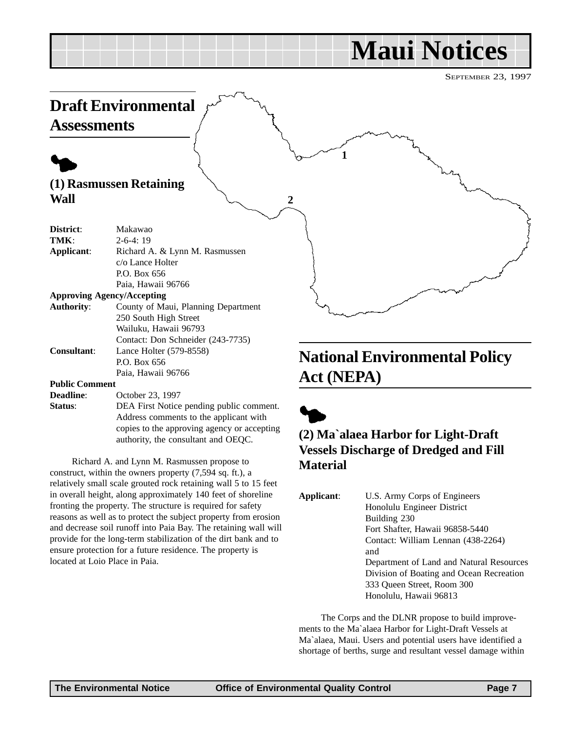# Maui Notices

SEPTEMBER 23, 1997

## Draft Environmental Assessments

### (1) Rasmussen Retaining Wall

**District**: Makawao
**TMK**: 2-6-4: 19
**Applicant**: Richard A. & Lynn M. Rasmussen
c/o Lance Holter
P.O. Box 656
Paia, Hawaii 96766
**Approving Agency/Accepting Authority**: County of Maui, Planning Department
250 South High Street
Wailuku, Hawaii 96793
Contact: Don Schneider (243-7735)
**Consultant**: Lance Holter (579-8558)
P.O. Box 656
Paia, Hawaii 96766
**Public Comment Deadline**: October 23, 1997
**Status**: DEA First Notice pending public comment. Address comments to the applicant with copies to the approving agency or accepting authority, the consultant and OEQC.

Richard A. and Lynn M. Rasmussen propose to construct, within the owners property (7,594 sq. ft.), a relatively small scale grouted rock retaining wall 5 to 15 feet in overall height, along approximately 140 feet of shoreline fronting the property. The structure is required for safety reasons as well as to protect the subject property from erosion and decrease soil runoff into Paia Bay. The retaining wall will provide for the long-term stabilization of the dirt bank and to ensure protection for a future residence. The property is located at Loio Place in Paia.

## National Environmental Policy Act (NEPA)

### (2) Ma`alaea Harbor for Light-Draft Vessels Discharge of Dredged and Fill Material

**Applicant**: U.S. Army Corps of Engineers
Honolulu Engineer District
Building 230
Fort Shafter, Hawaii 96858-5440
Contact: William Lennan (438-2264)
and
Department of Land and Natural Resources
Division of Boating and Ocean Recreation
333 Queen Street, Room 300
Honolulu, Hawaii 96813

The Corps and the DLNR propose to build improvements to the Ma`alaea Harbor for Light-Draft Vessels at Ma`alaea, Maui. Users and potential users have identified a shortage of berths, surge and resultant vessel damage within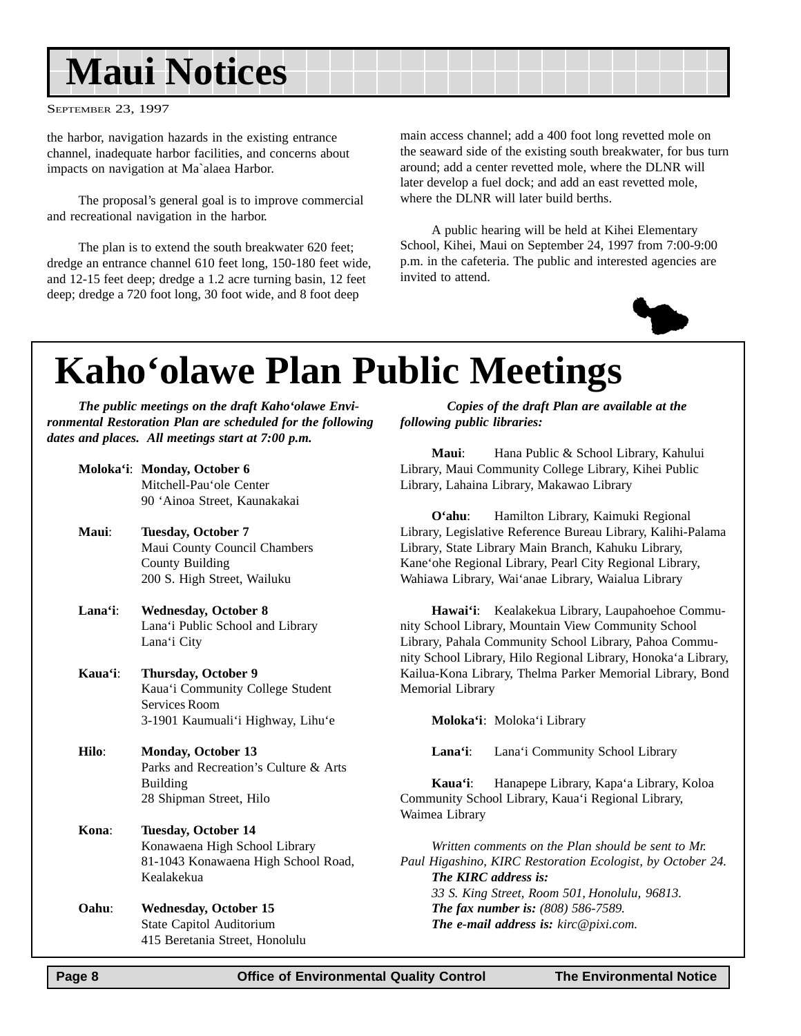# Maui Notices

SEPTEMBER 23, 1997

the harbor, navigation hazards in the existing entrance channel, inadequate harbor facilities, and concerns about impacts on navigation at Ma`alaea Harbor.

The proposal's general goal is to improve commercial and recreational navigation in the harbor.

The plan is to extend the south breakwater 620 feet; dredge an entrance channel 610 feet long, 150-180 feet wide, and 12-15 feet deep; dredge a 1.2 acre turning basin, 12 feet deep; dredge a 720 foot long, 30 foot wide, and 8 foot deep main access channel; add a 400 foot long revetted mole on the seaward side of the existing south breakwater, for bus turn around; add a center revetted mole, where the DLNR will later develop a fuel dock; and add an east revetted mole, where the DLNR will later build berths.

A public hearing will be held at Kihei Elementary School, Kihei, Maui on September 24, 1997 from 7:00-9:00 p.m. in the cafeteria. The public and interested agencies are invited to attend.

# Kaho'olawe Plan Public Meetings

***The public meetings on the draft Kaho'olawe Environmental Restoration Plan are scheduled for the following dates and places. All meetings start at 7:00 p.m.***

**Moloka'i**: **Monday, October 6**
Mitchell-Pau'ole Center
90 'Ainoa Street, Kaunakakai

**Maui**: **Tuesday, October 7**
Maui County Council Chambers
County Building
200 S. High Street, Wailuku

**Lana'i**: **Wednesday, October 8**
Lana'i Public School and Library
Lana'i City

**Kaua'i**: **Thursday, October 9**
Kaua'i Community College Student Services Room
3-1901 Kaumuali'i Highway, Lihu'e

**Hilo**: **Monday, October 13**
Parks and Recreation's Culture & Arts Building
28 Shipman Street, Hilo

**Kona**: **Tuesday, October 14**
Konawaena High School Library
81-1043 Konawaena High School Road, Kealakekua

**Oahu**: **Wednesday, October 15**
State Capitol Auditorium
415 Beretania Street, Honolulu

***Copies of the draft Plan are available at the following public libraries:***

**Maui**: Hana Public & School Library, Kahului Library, Maui Community College Library, Kihei Public Library, Lahaina Library, Makawao Library

**O'ahu**: Hamilton Library, Kaimuki Regional Library, Legislative Reference Bureau Library, Kalihi-Palama Library, State Library Main Branch, Kahuku Library, Kane'ohe Regional Library, Pearl City Regional Library, Wahiawa Library, Wai'anae Library, Waialua Library

**Hawai'i**: Kealakekua Library, Laupahoehoe Community School Library, Mountain View Community School Library, Pahala Community School Library, Pahoa Community School Library, Hilo Regional Library, Honoka'a Library, Kailua-Kona Library, Thelma Parker Memorial Library, Bond Memorial Library

**Moloka'i**: Moloka'i Library

**Lana'i**: Lana'i Community School Library

**Kaua'i**: Hanapepe Library, Kapa'a Library, Koloa Community School Library, Kaua'i Regional Library, Waimea Library

*Written comments on the Plan should be sent to Mr. Paul Higashino, KIRC Restoration Ecologist, by October 24.*
***The KIRC address is:***
*33 S. King Street, Room 501, Honolulu, 96813.*
***The fax number is:*** *(808) 586-7589.*
***The e-mail address is:*** *kirc@pixi.com.*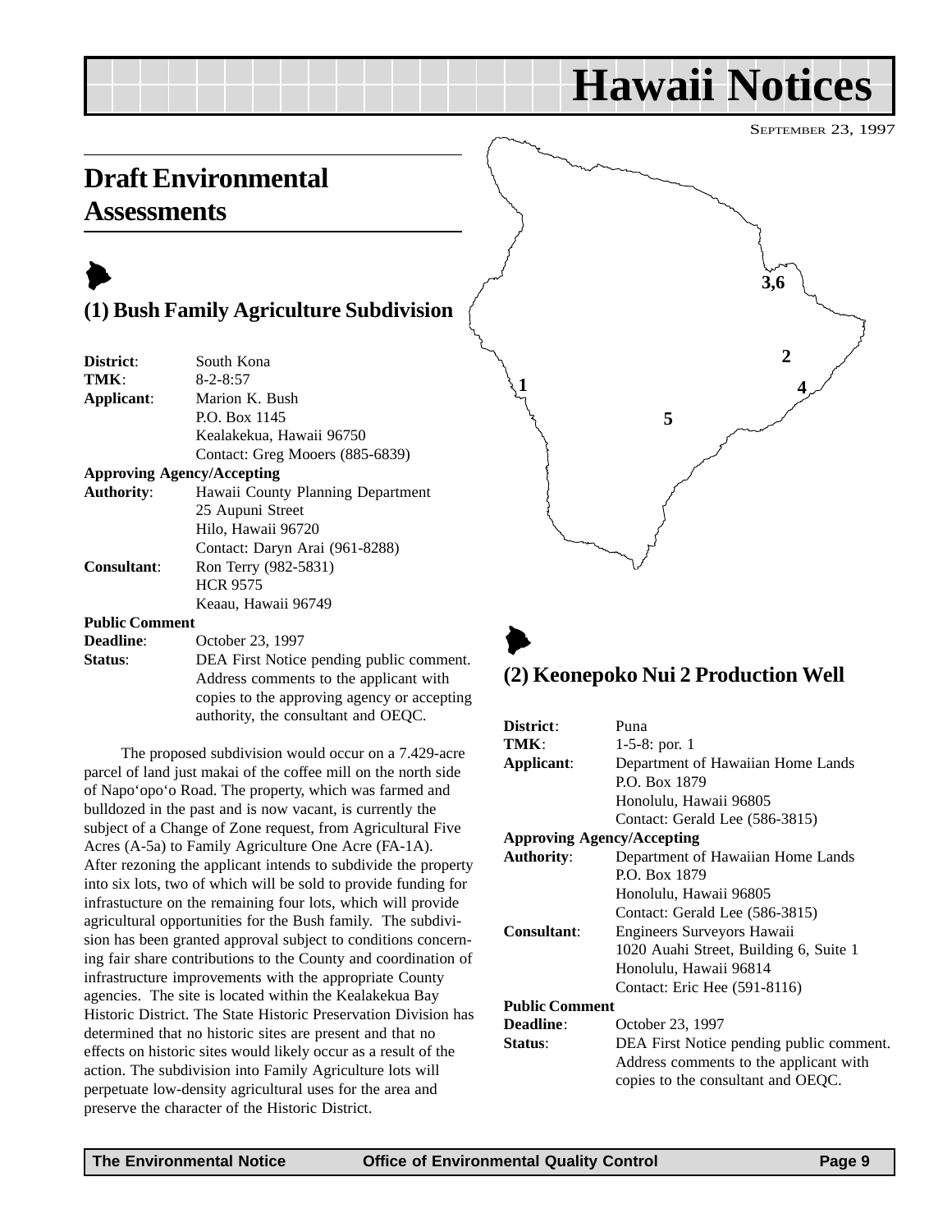# Hawaii Notices

SEPTEMBER 23, 1997

## Draft Environmental Assessments

### (1) Bush Family Agriculture Subdivision

**District**: South Kona
**TMK**: 8-2-8:57
**Applicant**: Marion K. Bush
P.O. Box 1145
Kealakekua, Hawaii 96750
Contact: Greg Mooers (885-6839)
**Approving Agency/Accepting Authority**: Hawaii County Planning Department
25 Aupuni Street
Hilo, Hawaii 96720
Contact: Daryn Arai (961-8288)
**Consultant**: Ron Terry (982-5831)
HCR 9575
Keaau, Hawaii 96749
**Public Comment Deadline**: October 23, 1997
**Status**: DEA First Notice pending public comment. Address comments to the applicant with copies to the approving agency or accepting authority, the consultant and OEQC.

The proposed subdivision would occur on a 7.429-acre parcel of land just makai of the coffee mill on the north side of Napo‘opo‘o Road. The property, which was farmed and bulldozed in the past and is now vacant, is currently the subject of a Change of Zone request, from Agricultural Five Acres (A-5a) to Family Agriculture One Acre (FA-1A). After rezoning the applicant intends to subdivide the property into six lots, two of which will be sold to provide funding for infrastucture on the remaining four lots, which will provide agricultural opportunities for the Bush family. The subdivision has been granted approval subject to conditions concerning fair share contributions to the County and coordination of infrastructure improvements with the appropriate County agencies. The site is located within the Kealakekua Bay Historic District. The State Historic Preservation Division has determined that no historic sites are present and that no effects on historic sites would likely occur as a result of the action. The subdivision into Family Agriculture lots will perpetuate low-density agricultural uses for the area and preserve the character of the Historic District.

### (2) Keonepoko Nui 2 Production Well

**District**: Puna
**TMK**: 1-5-8: por. 1
**Applicant**: Department of Hawaiian Home Lands
P.O. Box 1879
Honolulu, Hawaii 96805
Contact: Gerald Lee (586-3815)
**Approving Agency/Accepting Authority**: Department of Hawaiian Home Lands
P.O. Box 1879
Honolulu, Hawaii 96805
Contact: Gerald Lee (586-3815)
**Consultant**: Engineers Surveyors Hawaii
1020 Auahi Street, Building 6, Suite 1
Honolulu, Hawaii 96814
Contact: Eric Hee (591-8116)
**Public Comment Deadline**: October 23, 1997
**Status**: DEA First Notice pending public comment. Address comments to the applicant with copies to the consultant and OEQC.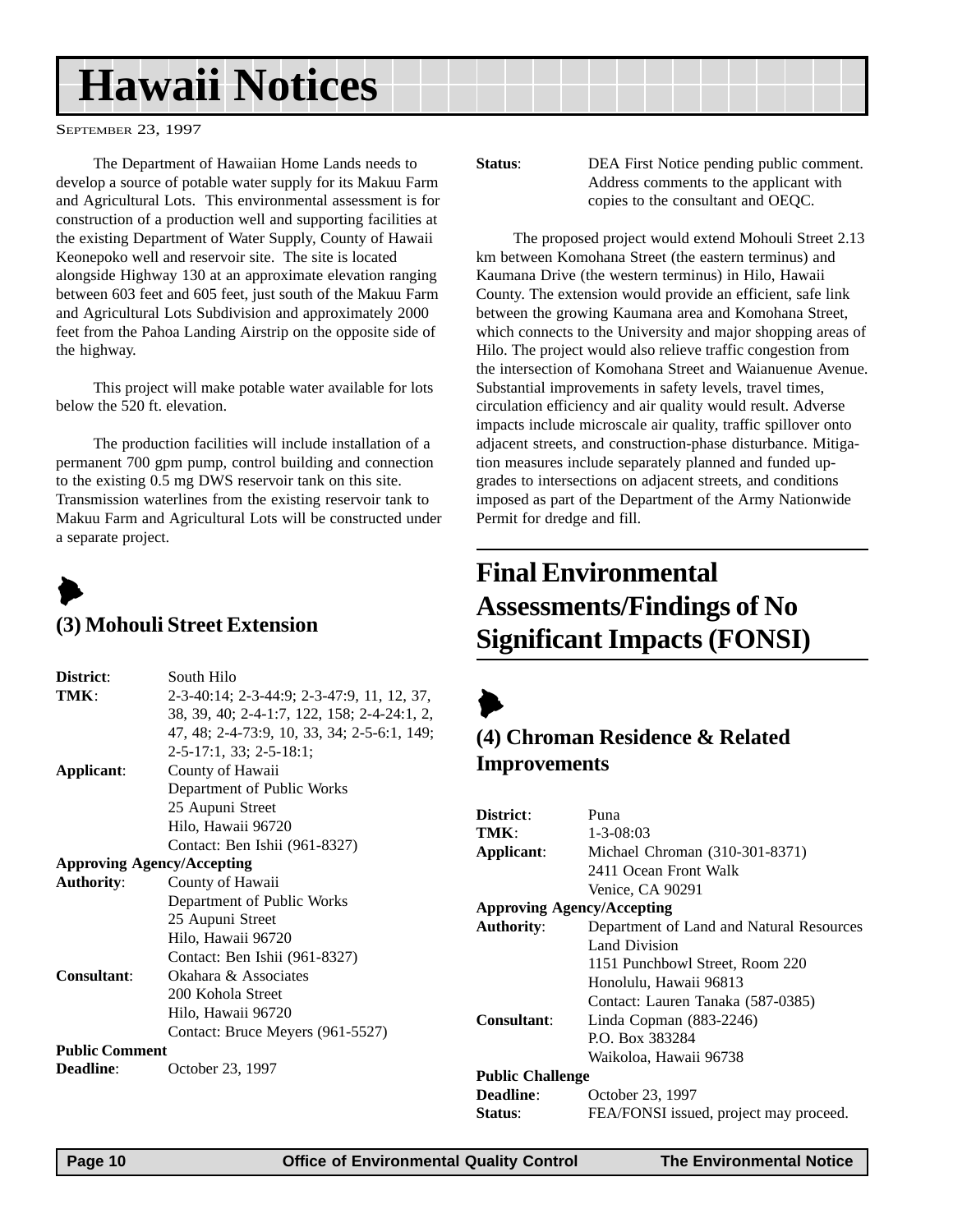The Department of Hawaiian Home Lands needs to develop a source of potable water supply for its Makuu Farm and Agricultural Lots. This environmental assessment is for construction of a production well and supporting facilities at the existing Department of Water Supply, County of Hawaii Keonepoko well and reservoir site. The site is located alongside Highway 130 at an approximate elevation ranging between 603 feet and 605 feet, just south of the Makuu Farm and Agricultural Lots Subdivision and approximately 2000 feet from the Pahoa Landing Airstrip on the opposite side of the highway.

This project will make potable water available for lots below the 520 ft. elevation.

The production facilities will include installation of a permanent 700 gpm pump, control building and connection to the existing 0.5 mg DWS reservoir tank on this site. Transmission waterlines from the existing reservoir tank to Makuu Farm and Agricultural Lots will be constructed under a separate project.

### (3) Mohouli Street Extension

**District**: South Hilo
**TMK**: 2-3-40:14; 2-3-44:9; 2-3-47:9, 11, 12, 37, 38, 39, 40; 2-4-1:7, 122, 158; 2-4-24:1, 2, 47, 48; 2-4-73:9, 10, 33, 34; 2-5-6:1, 149; 2-5-17:1, 33; 2-5-18:1;
**Applicant**: County of Hawaii
Department of Public Works
25 Aupuni Street
Hilo, Hawaii 96720
Contact: Ben Ishii (961-8327)
**Approving Agency/Accepting Authority**: County of Hawaii
Department of Public Works
25 Aupuni Street
Hilo, Hawaii 96720
Contact: Ben Ishii (961-8327)
**Consultant**: Okahara & Associates
200 Kohola Street
Hilo, Hawaii 96720
Contact: Bruce Meyers (961-5527)
**Public Comment Deadline**: October 23, 1997
**Status**: DEA First Notice pending public comment. Address comments to the applicant with copies to the consultant and OEQC.

The proposed project would extend Mohouli Street 2.13 km between Komohana Street (the eastern terminus) and Kaumana Drive (the western terminus) in Hilo, Hawaii County. The extension would provide an efficient, safe link between the growing Kaumana area and Komohana Street, which connects to the University and major shopping areas of Hilo. The project would also relieve traffic congestion from the intersection of Komohana Street and Waianuenue Avenue. Substantial improvements in safety levels, travel times, circulation efficiency and air quality would result. Adverse impacts include microscale air quality, traffic spillover onto adjacent streets, and construction-phase disturbance. Mitigation measures include separately planned and funded upgrades to intersections on adjacent streets, and conditions imposed as part of the Department of the Army Nationwide Permit for dredge and fill.

## Final Environmental Assessments/Findings of No Significant Impacts (FONSI)

### (4) Chroman Residence & Related Improvements

**District**: Puna
**TMK**: 1-3-08:03
**Applicant**: Michael Chroman (310-301-8371)
2411 Ocean Front Walk
Venice, CA 90291
**Approving Agency/Accepting Authority**: Department of Land and Natural Resources
Land Division
1151 Punchbowl Street, Room 220
Honolulu, Hawaii 96813
Contact: Lauren Tanaka (587-0385)
**Consultant**: Linda Copman (883-2246)
P.O. Box 383284
Waikoloa, Hawaii 96738
**Public Challenge Deadline**: October 23, 1997
**Status**: FEA/FONSI issued, project may proceed.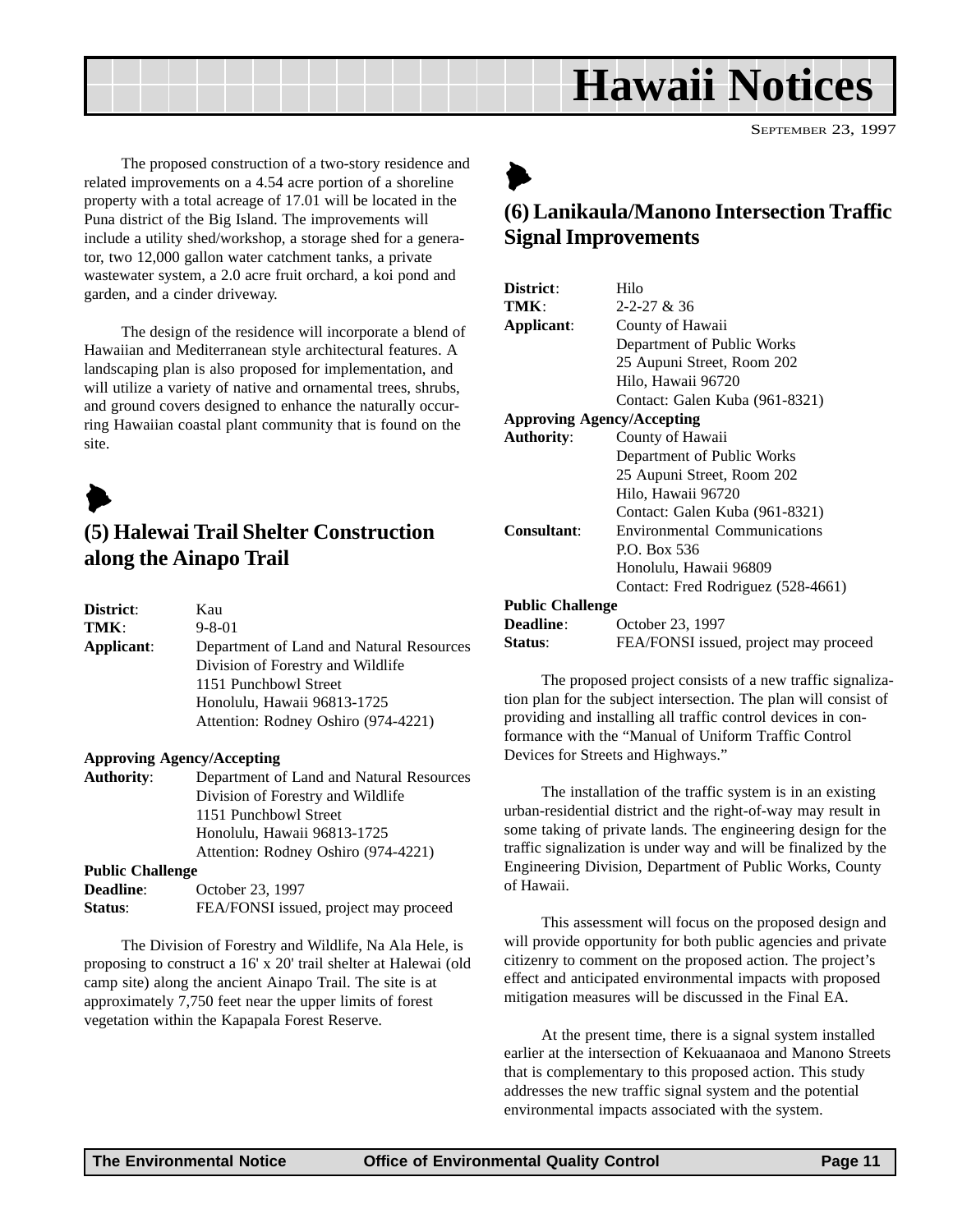The proposed construction of a two-story residence and related improvements on a 4.54 acre portion of a shoreline property with a total acreage of 17.01 will be located in the Puna district of the Big Island. The improvements will include a utility shed/workshop, a storage shed for a generator, two 12,000 gallon water catchment tanks, a private wastewater system, a 2.0 acre fruit orchard, a koi pond and garden, and a cinder driveway.

The design of the residence will incorporate a blend of Hawaiian and Mediterranean style architectural features. A landscaping plan is also proposed for implementation, and will utilize a variety of native and ornamental trees, shrubs, and ground covers designed to enhance the naturally occurring Hawaiian coastal plant community that is found on the site.

## (5) Halewai Trail Shelter Construction along the Ainapo Trail

**District**: Kau
**TMK**: 9-8-01
**Applicant**: Department of Land and Natural Resources
Division of Forestry and Wildlife
1151 Punchbowl Street
Honolulu, Hawaii 96813-1725
Attention: Rodney Oshiro (974-4221)

**Approving Agency/Accepting Authority**: Department of Land and Natural Resources
Division of Forestry and Wildlife
1151 Punchbowl Street
Honolulu, Hawaii 96813-1725
Attention: Rodney Oshiro (974-4221)

**Public Challenge**
**Deadline**: October 23, 1997
**Status**: FEA/FONSI issued, project may proceed

The Division of Forestry and Wildlife, Na Ala Hele, is proposing to construct a 16' x 20' trail shelter at Halewai (old camp site) along the ancient Ainapo Trail. The site is at approximately 7,750 feet near the upper limits of forest vegetation within the Kapapala Forest Reserve.

## (6) Lanikaula/Manono Intersection Traffic Signal Improvements

**District**: Hilo
**TMK**: 2-2-27 & 36
**Applicant**: County of Hawaii
Department of Public Works
25 Aupuni Street, Room 202
Hilo, Hawaii 96720
Contact: Galen Kuba (961-8321)

**Approving Agency/Accepting Authority**: County of Hawaii
Department of Public Works
25 Aupuni Street, Room 202
Hilo, Hawaii 96720
Contact: Galen Kuba (961-8321)

**Consultant**: Environmental Communications
P.O. Box 536
Honolulu, Hawaii 96809
Contact: Fred Rodriguez (528-4661)

**Public Challenge**
**Deadline**: October 23, 1997
**Status**: FEA/FONSI issued, project may proceed

The proposed project consists of a new traffic signalization plan for the subject intersection. The plan will consist of providing and installing all traffic control devices in conformance with the "Manual of Uniform Traffic Control Devices for Streets and Highways."

The installation of the traffic system is in an existing urban-residential district and the right-of-way may result in some taking of private lands. The engineering design for the traffic signalization is under way and will be finalized by the Engineering Division, Department of Public Works, County of Hawaii.

This assessment will focus on the proposed design and will provide opportunity for both public agencies and private citizenry to comment on the proposed action. The project's effect and anticipated environmental impacts with proposed mitigation measures will be discussed in the Final EA.

At the present time, there is a signal system installed earlier at the intersection of Kekuaanaoa and Manono Streets that is complementary to this proposed action. This study addresses the new traffic signal system and the potential environmental impacts associated with the system.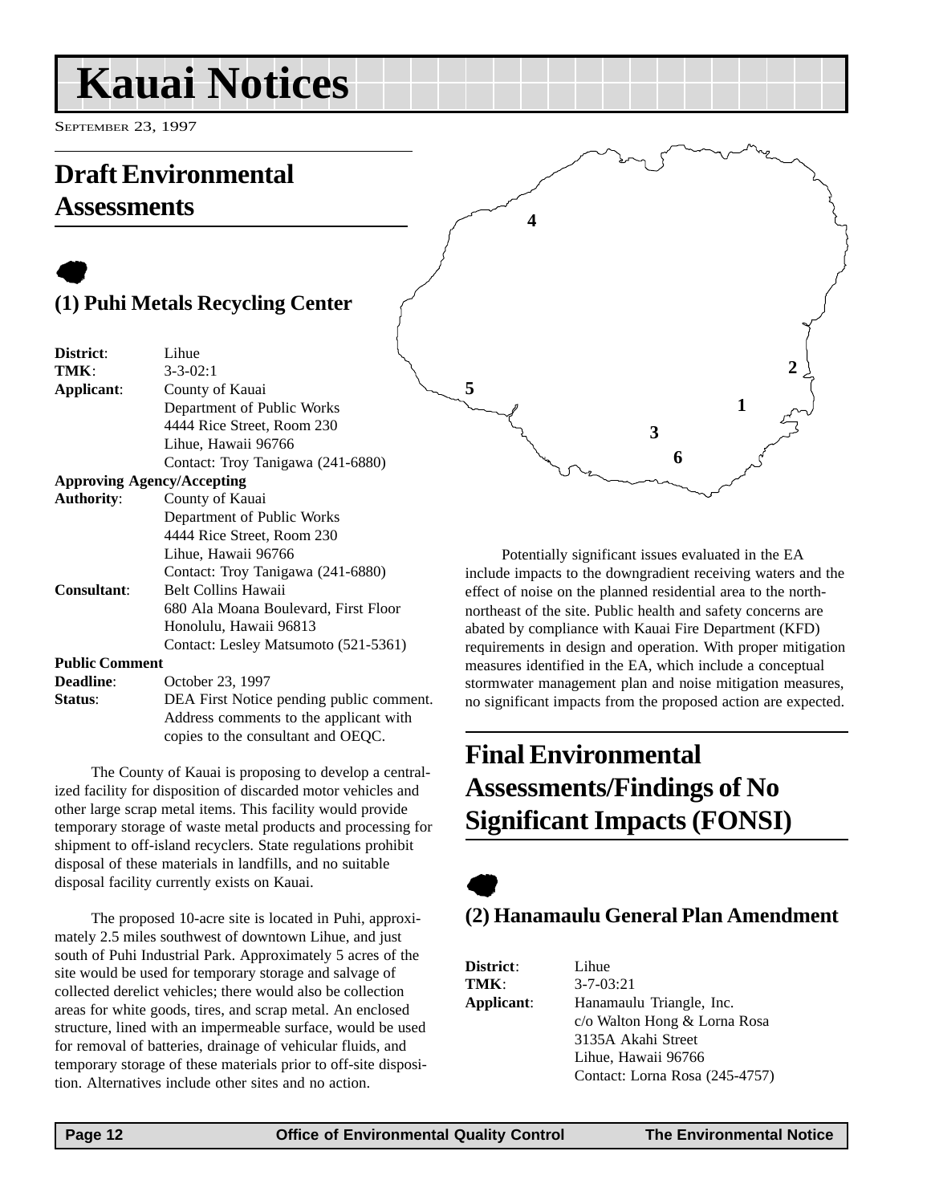# Kauai Notices

SEPTEMBER 23, 1997

## Draft Environmental Assessments

### (1) Puhi Metals Recycling Center

**District**: Lihue
**TMK**: 3-3-02:1
**Applicant**: County of Kauai
Department of Public Works
4444 Rice Street, Room 230
Lihue, Hawaii 96766
Contact: Troy Tanigawa (241-6880)
**Approving Agency/Accepting Authority**: County of Kauai
Department of Public Works
4444 Rice Street, Room 230
Lihue, Hawaii 96766
Contact: Troy Tanigawa (241-6880)
**Consultant**: Belt Collins Hawaii
680 Ala Moana Boulevard, First Floor
Honolulu, Hawaii 96813
Contact: Lesley Matsumoto (521-5361)
**Public Comment Deadline**: October 23, 1997
**Status**: DEA First Notice pending public comment. Address comments to the applicant with copies to the consultant and OEQC.

The County of Kauai is proposing to develop a centralized facility for disposition of discarded motor vehicles and other large scrap metal items. This facility would provide temporary storage of waste metal products and processing for shipment to off-island recyclers. State regulations prohibit disposal of these materials in landfills, and no suitable disposal facility currently exists on Kauai.

The proposed 10-acre site is located in Puhi, approximately 2.5 miles southwest of downtown Lihue, and just south of Puhi Industrial Park. Approximately 5 acres of the site would be used for temporary storage and salvage of collected derelict vehicles; there would also be collection areas for white goods, tires, and scrap metal. An enclosed structure, lined with an impermeable surface, would be used for removal of batteries, drainage of vehicular fluids, and temporary storage of these materials prior to off-site disposition. Alternatives include other sites and no action.

Potentially significant issues evaluated in the EA include impacts to the downgradient receiving waters and the effect of noise on the planned residential area to the north-northeast of the site. Public health and safety concerns are abated by compliance with Kauai Fire Department (KFD) requirements in design and operation. With proper mitigation measures identified in the EA, which include a conceptual stormwater management plan and noise mitigation measures, no significant impacts from the proposed action are expected.

## Final Environmental Assessments/Findings of No Significant Impacts (FONSI)

### (2) Hanamaulu General Plan Amendment

**District**: Lihue
**TMK**: 3-7-03:21
**Applicant**: Hanamaulu Triangle, Inc.
c/o Walton Hong & Lorna Rosa
3135A Akahi Street
Lihue, Hawaii 96766
Contact: Lorna Rosa (245-4757)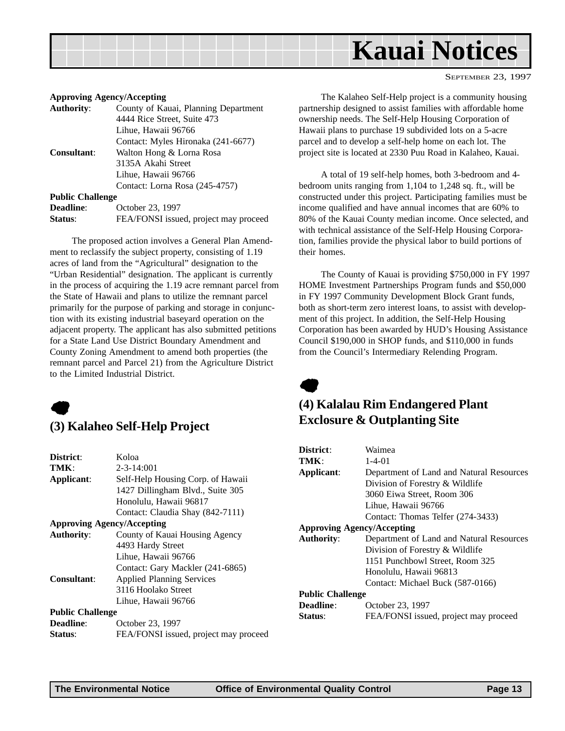# Kauai Notices

SEPTEMBER 23, 1997

**Approving Agency/Accepting**

**Authority**: County of Kauai, Planning Department
4444 Rice Street, Suite 473
Lihue, Hawaii 96766
Contact: Myles Hironaka (241-6677)

**Consultant**: Walton Hong & Lorna Rosa
3135A Akahi Street
Lihue, Hawaii 96766
Contact: Lorna Rosa (245-4757)

**Public Challenge**

**Deadline**: October 23, 1997

**Status**: FEA/FONSI issued, project may proceed

The proposed action involves a General Plan Amendment to reclassify the subject property, consisting of 1.19 acres of land from the "Agricultural" designation to the "Urban Residential" designation. The applicant is currently in the process of acquiring the 1.19 acre remnant parcel from the State of Hawaii and plans to utilize the remnant parcel primarily for the purpose of parking and storage in conjunction with its existing industrial baseyard operation on the adjacent property. The applicant has also submitted petitions for a State Land Use District Boundary Amendment and County Zoning Amendment to amend both properties (the remnant parcel and Parcel 21) from the Agriculture District to the Limited Industrial District.

## (3) Kalaheo Self-Help Project

**District**: Koloa

**TMK**: 2-3-14:001

**Applicant**: Self-Help Housing Corp. of Hawaii
1427 Dillingham Blvd., Suite 305
Honolulu, Hawaii 96817
Contact: Claudia Shay (842-7111)

**Approving Agency/Accepting**

**Authority**: County of Kauai Housing Agency
4493 Hardy Street
Lihue, Hawaii 96766
Contact: Gary Mackler (241-6865)

**Consultant**: Applied Planning Services
3116 Hoolako Street
Lihue, Hawaii 96766

**Public Challenge**

**Deadline**: October 23, 1997

**Status**: FEA/FONSI issued, project may proceed

The Kalaheo Self-Help project is a community housing partnership designed to assist families with affordable home ownership needs. The Self-Help Housing Corporation of Hawaii plans to purchase 19 subdivided lots on a 5-acre parcel and to develop a self-help home on each lot. The project site is located at 2330 Puu Road in Kalaheo, Kauai.

A total of 19 self-help homes, both 3-bedroom and 4-bedroom units ranging from 1,104 to 1,248 sq. ft., will be constructed under this project. Participating families must be income qualified and have annual incomes that are 60% to 80% of the Kauai County median income. Once selected, and with technical assistance of the Self-Help Housing Corporation, families provide the physical labor to build portions of their homes.

The County of Kauai is providing $750,000 in FY 1997 HOME Investment Partnerships Program funds and $50,000 in FY 1997 Community Development Block Grant funds, both as short-term zero interest loans, to assist with development of this project. In addition, the Self-Help Housing Corporation has been awarded by HUD's Housing Assistance Council $190,000 in SHOP funds, and $110,000 in funds from the Council's Intermediary Relending Program.

## (4) Kalalau Rim Endangered Plant Exclosure & Outplanting Site

**District**: Waimea

**TMK**: 1-4-01

**Applicant**: Department of Land and Natural Resources
Division of Forestry & Wildlife
3060 Eiwa Street, Room 306
Lihue, Hawaii 96766
Contact: Thomas Telfer (274-3433)

**Approving Agency/Accepting**

**Authority**: Department of Land and Natural Resources
Division of Forestry & Wildlife
1151 Punchbowl Street, Room 325
Honolulu, Hawaii 96813
Contact: Michael Buck (587-0166)

**Public Challenge**

**Deadline**: October 23, 1997

**Status**: FEA/FONSI issued, project may proceed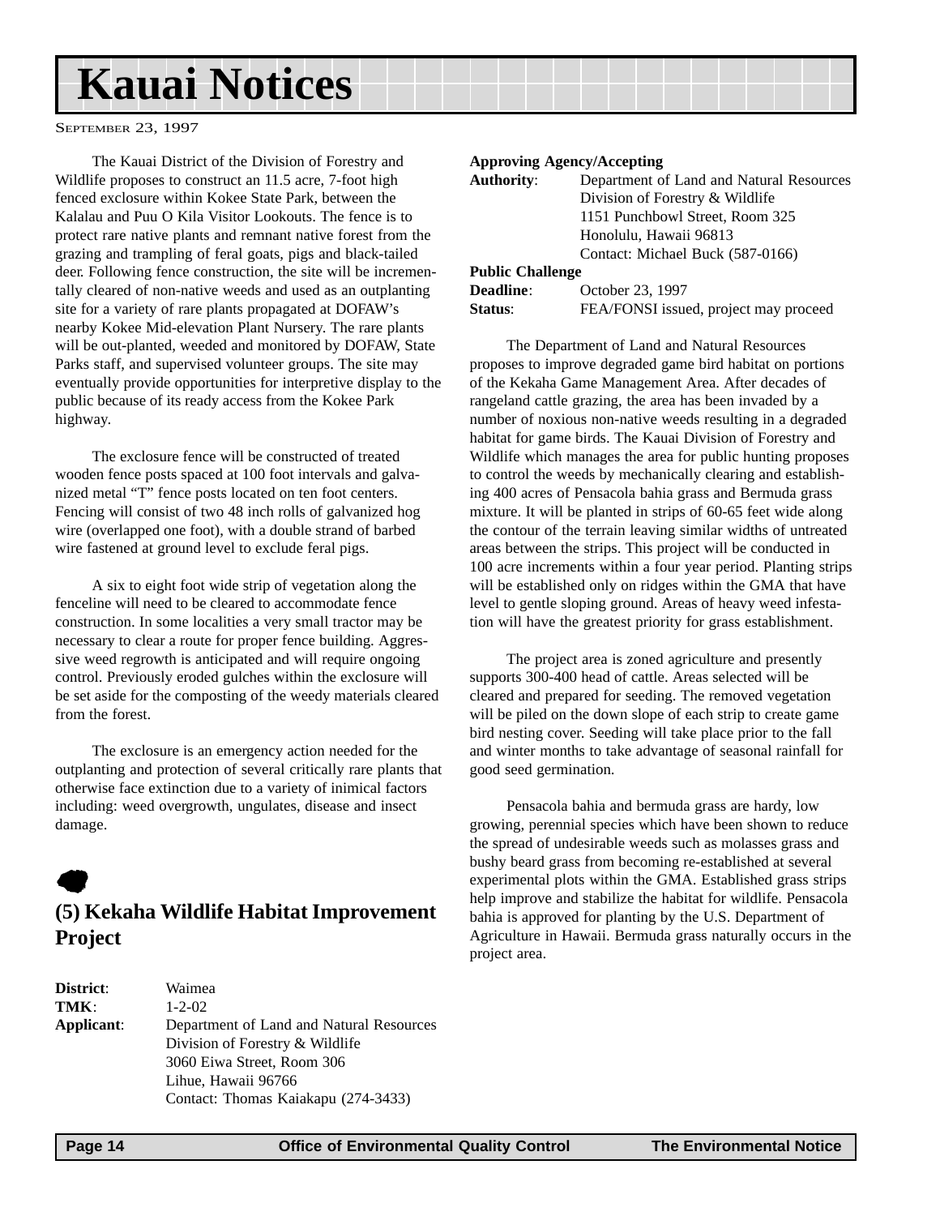# Kauai Notices

SEPTEMBER 23, 1997

The Kauai District of the Division of Forestry and Wildlife proposes to construct an 11.5 acre, 7-foot high fenced exclosure within Kokee State Park, between the Kalalau and Puu O Kila Visitor Lookouts. The fence is to protect rare native plants and remnant native forest from the grazing and trampling of feral goats, pigs and black-tailed deer. Following fence construction, the site will be incrementally cleared of non-native weeds and used as an outplanting site for a variety of rare plants propagated at DOFAW's nearby Kokee Mid-elevation Plant Nursery. The rare plants will be out-planted, weeded and monitored by DOFAW, State Parks staff, and supervised volunteer groups. The site may eventually provide opportunities for interpretive display to the public because of its ready access from the Kokee Park highway.

The exclosure fence will be constructed of treated wooden fence posts spaced at 100 foot intervals and galvanized metal "T" fence posts located on ten foot centers. Fencing will consist of two 48 inch rolls of galvanized hog wire (overlapped one foot), with a double strand of barbed wire fastened at ground level to exclude feral pigs.

A six to eight foot wide strip of vegetation along the fenceline will need to be cleared to accommodate fence construction. In some localities a very small tractor may be necessary to clear a route for proper fence building. Aggressive weed regrowth is anticipated and will require ongoing control. Previously eroded gulches within the exclosure will be set aside for the composting of the weedy materials cleared from the forest.

The exclosure is an emergency action needed for the outplanting and protection of several critically rare plants that otherwise face extinction due to a variety of inimical factors including: weed overgrowth, ungulates, disease and insect damage.

## (5) Kekaha Wildlife Habitat Improvement Project

**District**: Waimea
**TMK**: 1-2-02
**Applicant**: Department of Land and Natural Resources
Division of Forestry & Wildlife
3060 Eiwa Street, Room 306
Lihue, Hawaii 96766
Contact: Thomas Kaiakapu (274-3433)

**Approving Agency/Accepting Authority**: Department of Land and Natural Resources
Division of Forestry & Wildlife
1151 Punchbowl Street, Room 325
Honolulu, Hawaii 96813
Contact: Michael Buck (587-0166)

**Public Challenge Deadline**: October 23, 1997
**Status**: FEA/FONSI issued, project may proceed

The Department of Land and Natural Resources proposes to improve degraded game bird habitat on portions of the Kekaha Game Management Area. After decades of rangeland cattle grazing, the area has been invaded by a number of noxious non-native weeds resulting in a degraded habitat for game birds. The Kauai Division of Forestry and Wildlife which manages the area for public hunting proposes to control the weeds by mechanically clearing and establishing 400 acres of Pensacola bahia grass and Bermuda grass mixture. It will be planted in strips of 60-65 feet wide along the contour of the terrain leaving similar widths of untreated areas between the strips. This project will be conducted in 100 acre increments within a four year period. Planting strips will be established only on ridges within the GMA that have level to gentle sloping ground. Areas of heavy weed infestation will have the greatest priority for grass establishment.

The project area is zoned agriculture and presently supports 300-400 head of cattle. Areas selected will be cleared and prepared for seeding. The removed vegetation will be piled on the down slope of each strip to create game bird nesting cover. Seeding will take place prior to the fall and winter months to take advantage of seasonal rainfall for good seed germination.

Pensacola bahia and bermuda grass are hardy, low growing, perennial species which have been shown to reduce the spread of undesirable weeds such as molasses grass and bushy beard grass from becoming re-established at several experimental plots within the GMA. Established grass strips help improve and stabilize the habitat for wildlife. Pensacola bahia is approved for planting by the U.S. Department of Agriculture in Hawaii. Bermuda grass naturally occurs in the project area.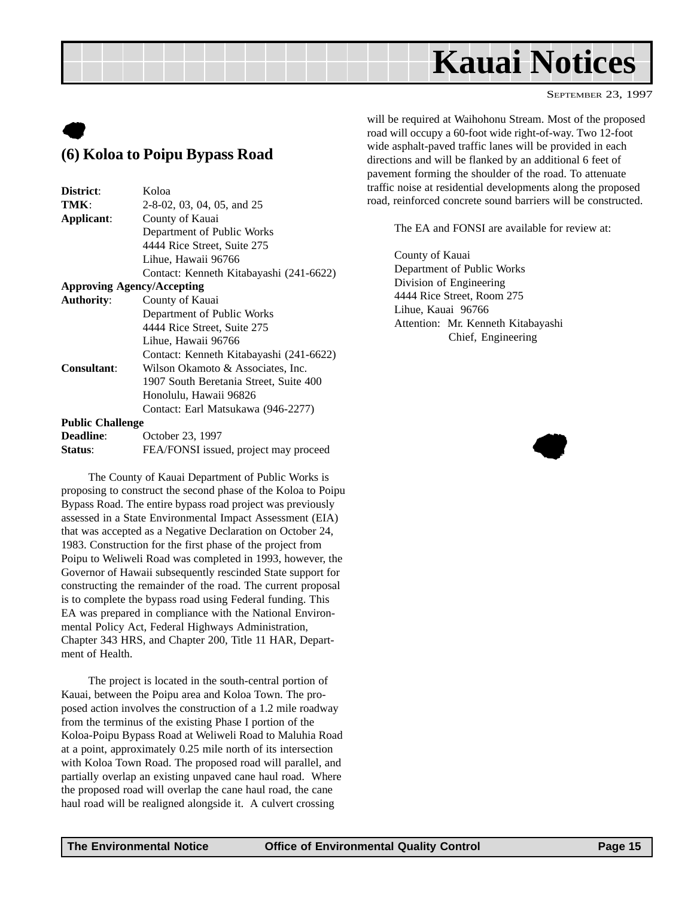## (6) Koloa to Poipu Bypass Road

**District**: Koloa
**TMK**: 2-8-02, 03, 04, 05, and 25
**Applicant**: County of Kauai
Department of Public Works
4444 Rice Street, Suite 275
Lihue, Hawaii 96766
Contact: Kenneth Kitabayashi (241-6622)
**Approving Agency/Accepting Authority**: County of Kauai
Department of Public Works
4444 Rice Street, Suite 275
Lihue, Hawaii 96766
Contact: Kenneth Kitabayashi (241-6622)
**Consultant**: Wilson Okamoto & Associates, Inc.
1907 South Beretania Street, Suite 400
Honolulu, Hawaii 96826
Contact: Earl Matsukawa (946-2277)
**Public Challenge Deadline**: October 23, 1997
**Status**: FEA/FONSI issued, project may proceed

The County of Kauai Department of Public Works is proposing to construct the second phase of the Koloa to Poipu Bypass Road. The entire bypass road project was previously assessed in a State Environmental Impact Assessment (EIA) that was accepted as a Negative Declaration on October 24, 1983. Construction for the first phase of the project from Poipu to Weliweli Road was completed in 1993, however, the Governor of Hawaii subsequently rescinded State support for constructing the remainder of the road. The current proposal is to complete the bypass road using Federal funding. This EA was prepared in compliance with the National Environmental Policy Act, Federal Highways Administration, Chapter 343 HRS, and Chapter 200, Title 11 HAR, Department of Health.

The project is located in the south-central portion of Kauai, between the Poipu area and Koloa Town. The proposed action involves the construction of a 1.2 mile roadway from the terminus of the existing Phase I portion of the Koloa-Poipu Bypass Road at Weliweli Road to Maluhia Road at a point, approximately 0.25 mile north of its intersection with Koloa Town Road. The proposed road will parallel, and partially overlap an existing unpaved cane haul road. Where the proposed road will overlap the cane haul road, the cane haul road will be realigned alongside it. A culvert crossing will be required at Waihohonu Stream. Most of the proposed road will occupy a 60-foot wide right-of-way. Two 12-foot wide asphalt-paved traffic lanes will be provided in each directions and will be flanked by an additional 6 feet of pavement forming the shoulder of the road. To attenuate traffic noise at residential developments along the proposed road, reinforced concrete sound barriers will be constructed.

The EA and FONSI are available for review at:

County of Kauai
Department of Public Works
Division of Engineering
4444 Rice Street, Room 275
Lihue, Kauai 96766
Attention: Mr. Kenneth Kitabayashi
Chief, Engineering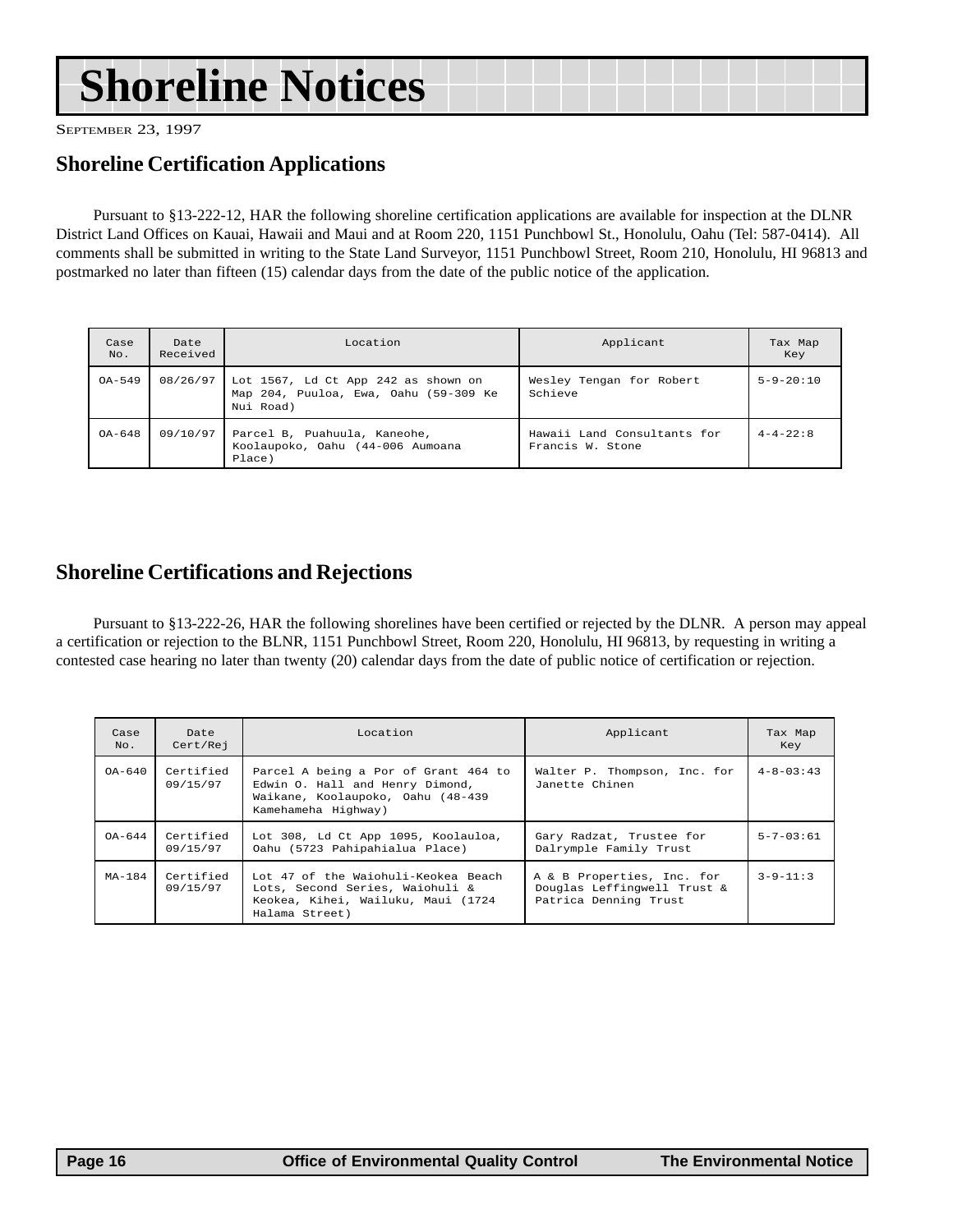# Shoreline Notices

SEPTEMBER 23, 1997

## Shoreline Certification Applications

Pursuant to §13-222-12, HAR the following shoreline certification applications are available for inspection at the DLNR District Land Offices on Kauai, Hawaii and Maui and at Room 220, 1151 Punchbowl St., Honolulu, Oahu (Tel: 587-0414). All comments shall be submitted in writing to the State Land Surveyor, 1151 Punchbowl Street, Room 210, Honolulu, HI 96813 and postmarked no later than fifteen (15) calendar days from the date of the public notice of the application.

| Case No. | Date Received | Location | Applicant | Tax Map Key |
|---|---|---|---|---|
| OA-549 | 08/26/97 | Lot 1567, Ld Ct App 242 as shown on Map 204, Puuloa, Ewa, Oahu (59-309 Ke Nui Road) | Wesley Tengan for Robert Schieve | 5-9-20:10 |
| OA-648 | 09/10/97 | Parcel B, Puahuula, Kaneohe, Koolaupoko, Oahu (44-006 Aumoana Place) | Hawaii Land Consultants for Francis W. Stone | 4-4-22:8 |

## Shoreline Certifications and Rejections

Pursuant to §13-222-26, HAR the following shorelines have been certified or rejected by the DLNR. A person may appeal a certification or rejection to the BLNR, 1151 Punchbowl Street, Room 220, Honolulu, HI 96813, by requesting in writing a contested case hearing no later than twenty (20) calendar days from the date of public notice of certification or rejection.

| Case No. | Date Cert/Rej | Location | Applicant | Tax Map Key |
|---|---|---|---|---|
| OA-640 | Certified 09/15/97 | Parcel A being a Por of Grant 464 to Edwin O. Hall and Henry Dimond, Waikane, Koolaupoko, Oahu (48-439 Kamehameha Highway) | Walter P. Thompson, Inc. for Janette Chinen | 4-8-03:43 |
| OA-644 | Certified 09/15/97 | Lot 308, Ld Ct App 1095, Koolauloa, Oahu (5723 Pahipahialua Place) | Gary Radzat, Trustee for Dalrymple Family Trust | 5-7-03:61 |
| MA-184 | Certified 09/15/97 | Lot 47 of the Waiohuli-Keokea Beach Lots, Second Series, Waiohuli & Keokea, Kihei, Wailuku, Maui (1724 Halama Street) | A & B Properties, Inc. for Douglas Leffingwell Trust & Patrica Denning Trust | 3-9-11:3 |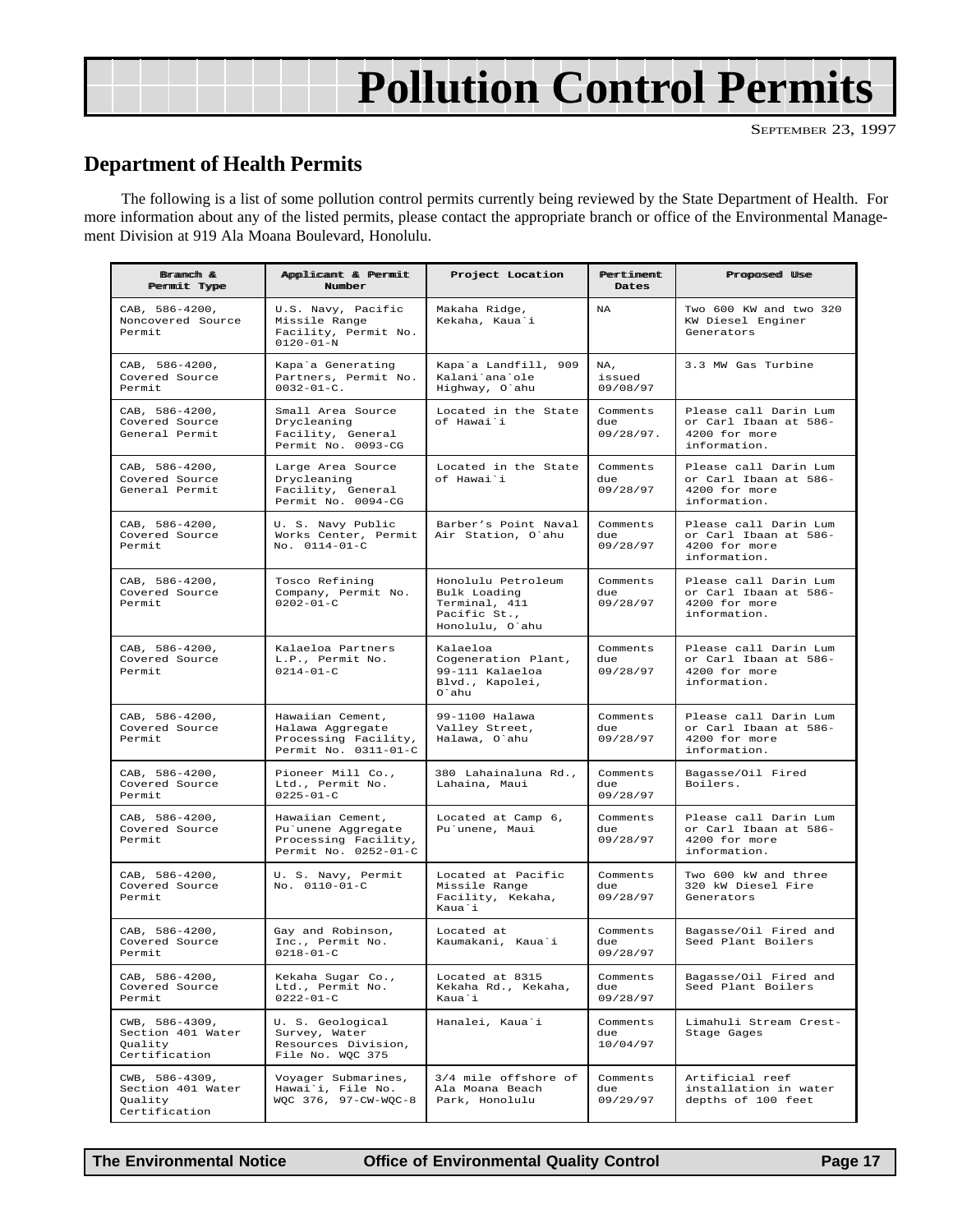# Pollution Control Permits

SEPTEMBER 23, 1997

## Department of Health Permits

The following is a list of some pollution control permits currently being reviewed by the State Department of Health. For more information about any of the listed permits, please contact the appropriate branch or office of the Environmental Management Division at 919 Ala Moana Boulevard, Honolulu.

| Branch & Permit Type | Applicant & Permit Number | Project Location | Pertinent Dates | Proposed Use |
|---|---|---|---|---|
| CAB, 586-4200, Noncovered Source Permit | U.S. Navy, Pacific Missile Range Facility, Permit No. 0120-01-N | Makaha Ridge, Kekaha, Kaua`i | NA | Two 600 KW and two 320 KW Diesel Enginer Generators |
| CAB, 586-4200, Covered Source Permit | Kapa`a Generating Partners, Permit No. 0032-01-C. | Kapa`a Landfill, 909 Kalani`ana`ole Highway, O`ahu | NA, issued 09/08/97 | 3.3 MW Gas Turbine |
| CAB, 586-4200, Covered Source General Permit | Small Area Source Drycleaning Facility, General Permit No. 0093-CG | Located in the State of Hawai`i | Comments due 09/28/97. | Please call Darin Lum or Carl Ibaan at 586-4200 for more information. |
| CAB, 586-4200, Covered Source General Permit | Large Area Source Drycleaning Facility, General Permit No. 0094-CG | Located in the State of Hawai`i | Comments due 09/28/97 | Please call Darin Lum or Carl Ibaan at 586-4200 for more information. |
| CAB, 586-4200, Covered Source Permit | U. S. Navy Public Works Center, Permit No. 0114-01-C | Barber's Point Naval Air Station, O`ahu | Comments due 09/28/97 | Please call Darin Lum or Carl Ibaan at 586-4200 for more information. |
| CAB, 586-4200, Covered Source Permit | Tosco Refining Company, Permit No. 0202-01-C | Honolulu Petroleum Bulk Loading Terminal, 411 Pacific St., Honolulu, O`ahu | Comments due 09/28/97 | Please call Darin Lum or Carl Ibaan at 586-4200 for more information. |
| CAB, 586-4200, Covered Source Permit | Kalaeloa Partners L.P., Permit No. 0214-01-C | Kalaeloa Cogeneration Plant, 99-111 Kalaeloa Blvd., Kapolei, O`ahu | Comments due 09/28/97 | Please call Darin Lum or Carl Ibaan at 586-4200 for more information. |
| CAB, 586-4200, Covered Source Permit | Hawaiian Cement, Halawa Aggregate Processing Facility, Permit No. 0311-01-C | 99-1100 Halawa Valley Street, Halawa, O`ahu | Comments due 09/28/97 | Please call Darin Lum or Carl Ibaan at 586-4200 for more information. |
| CAB, 586-4200, Covered Source Permit | Pioneer Mill Co., Ltd., Permit No. 0225-01-C | 380 Lahainaluna Rd., Lahaina, Maui | Comments due 09/28/97 | Bagasse/Oil Fired Boilers. |
| CAB, 586-4200, Covered Source Permit | Hawaiian Cement, Pu`unene Aggregate Processing Facility, Permit No. 0252-01-C | Located at Camp 6, Pu`unene, Maui | Comments due 09/28/97 | Please call Darin Lum or Carl Ibaan at 586-4200 for more information. |
| CAB, 586-4200, Covered Source Permit | U. S. Navy, Permit No. 0110-01-C | Located at Pacific Missile Range Facility, Kekaha, Kaua`i | Comments due 09/28/97 | Two 600 kW and three 320 kW Diesel Fire Generators |
| CAB, 586-4200, Covered Source Permit | Gay and Robinson, Inc., Permit No. 0218-01-C | Located at Kaumakani, Kaua`i | Comments due 09/28/97 | Bagasse/Oil Fired and Seed Plant Boilers |
| CAB, 586-4200, Covered Source Permit | Kekaha Sugar Co., Ltd., Permit No. 0222-01-C | Located at 8315 Kekaha Rd., Kekaha, Kaua`i | Comments due 09/28/97 | Bagasse/Oil Fired and Seed Plant Boilers |
| CWB, 586-4309, Section 401 Water Quality Certification | U. S. Geological Survey, Water Resources Division, File No. WQC 375 | Hanalei, Kaua`i | Comments due 10/04/97 | Limahuli Stream Crest-Stage Gages |
| CWB, 586-4309, Section 401 Water Quality Certification | Voyager Submarines, Hawai`i, File No. WQC 376, 97-CW-WQC-8 | 3/4 mile offshore of Ala Moana Beach Park, Honolulu | Comments due 09/29/97 | Artificial reef installation in water depths of 100 feet |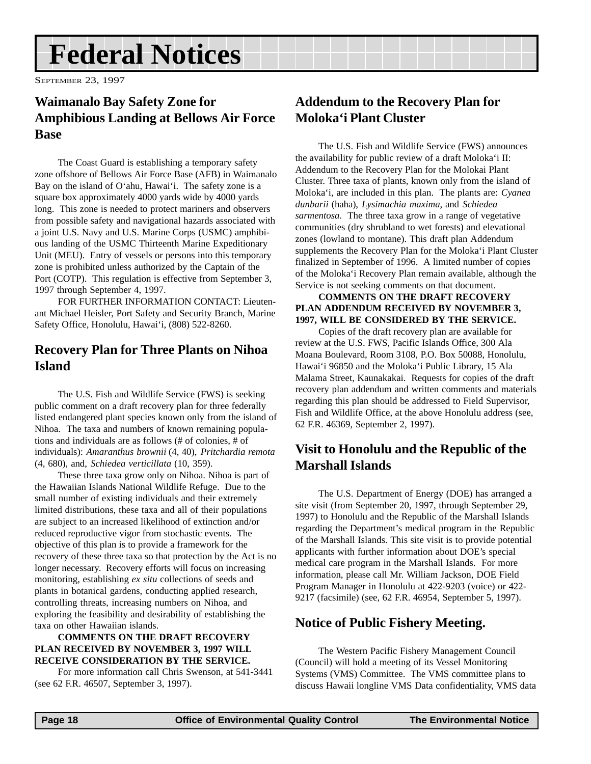# Federal Notices

SEPTEMBER 23, 1997

## Waimanalo Bay Safety Zone for Amphibious Landing at Bellows Air Force Base

The Coast Guard is establishing a temporary safety zone offshore of Bellows Air Force Base (AFB) in Waimanalo Bay on the island of O‘ahu, Hawai‘i. The safety zone is a square box approximately 4000 yards wide by 4000 yards long. This zone is needed to protect mariners and observers from possible safety and navigational hazards associated with a joint U.S. Navy and U.S. Marine Corps (USMC) amphibious landing of the USMC Thirteenth Marine Expeditionary Unit (MEU). Entry of vessels or persons into this temporary zone is prohibited unless authorized by the Captain of the Port (COTP). This regulation is effective from September 3, 1997 through September 4, 1997.

FOR FURTHER INFORMATION CONTACT: Lieutenant Michael Heisler, Port Safety and Security Branch, Marine Safety Office, Honolulu, Hawai‘i, (808) 522-8260.

## Recovery Plan for Three Plants on Nihoa Island

The U.S. Fish and Wildlife Service (FWS) is seeking public comment on a draft recovery plan for three federally listed endangered plant species known only from the island of Nihoa. The taxa and numbers of known remaining populations and individuals are as follows (# of colonies, # of individuals): *Amaranthus brownii* (4, 40), *Pritchardia remota* (4, 680), and, *Schiedea verticillata* (10, 359).

These three taxa grow only on Nihoa. Nihoa is part of the Hawaiian Islands National Wildlife Refuge. Due to the small number of existing individuals and their extremely limited distributions, these taxa and all of their populations are subject to an increased likelihood of extinction and/or reduced reproductive vigor from stochastic events. The objective of this plan is to provide a framework for the recovery of these three taxa so that protection by the Act is no longer necessary. Recovery efforts will focus on increasing monitoring, establishing *ex situ* collections of seeds and plants in botanical gardens, conducting applied research, controlling threats, increasing numbers on Nihoa, and exploring the feasibility and desirability of establishing the taxa on other Hawaiian islands.

**COMMENTS ON THE DRAFT RECOVERY PLAN RECEIVED BY NOVEMBER 3, 1997 WILL RECEIVE CONSIDERATION BY THE SERVICE.**

For more information call Chris Swenson, at 541-3441 (see 62 F.R. 46507, September 3, 1997).

## Addendum to the Recovery Plan for Moloka‘i Plant Cluster

The U.S. Fish and Wildlife Service (FWS) announces the availability for public review of a draft Moloka‘i II: Addendum to the Recovery Plan for the Molokai Plant Cluster. Three taxa of plants, known only from the island of Moloka‘i, are included in this plan. The plants are: *Cyanea dunbarii* (haha), *Lysimachia maxima*, and *Schiedea sarmentosa*. The three taxa grow in a range of vegetative communities (dry shrubland to wet forests) and elevational zones (lowland to montane). This draft plan Addendum supplements the Recovery Plan for the Moloka‘i Plant Cluster finalized in September of 1996. A limited number of copies of the Moloka‘i Recovery Plan remain available, although the Service is not seeking comments on that document.

**COMMENTS ON THE DRAFT RECOVERY PLAN ADDENDUM RECEIVED BY NOVEMBER 3, 1997, WILL BE CONSIDERED BY THE SERVICE.**

Copies of the draft recovery plan are available for review at the U.S. FWS, Pacific Islands Office, 300 Ala Moana Boulevard, Room 3108, P.O. Box 50088, Honolulu, Hawai‘i 96850 and the Moloka‘i Public Library, 15 Ala Malama Street, Kaunakakai. Requests for copies of the draft recovery plan addendum and written comments and materials regarding this plan should be addressed to Field Supervisor, Fish and Wildlife Office, at the above Honolulu address (see, 62 F.R. 46369, September 2, 1997).

## Visit to Honolulu and the Republic of the Marshall Islands

The U.S. Department of Energy (DOE) has arranged a site visit (from September 20, 1997, through September 29, 1997) to Honolulu and the Republic of the Marshall Islands regarding the Department’s medical program in the Republic of the Marshall Islands. This site visit is to provide potential applicants with further information about DOE’s special medical care program in the Marshall Islands. For more information, please call Mr. William Jackson, DOE Field Program Manager in Honolulu at 422-9203 (voice) or 422-9217 (facsimile) (see, 62 F.R. 46954, September 5, 1997).

## Notice of Public Fishery Meeting.

The Western Pacific Fishery Management Council (Council) will hold a meeting of its Vessel Monitoring Systems (VMS) Committee. The VMS committee plans to discuss Hawaii longline VMS Data confidentiality, VMS data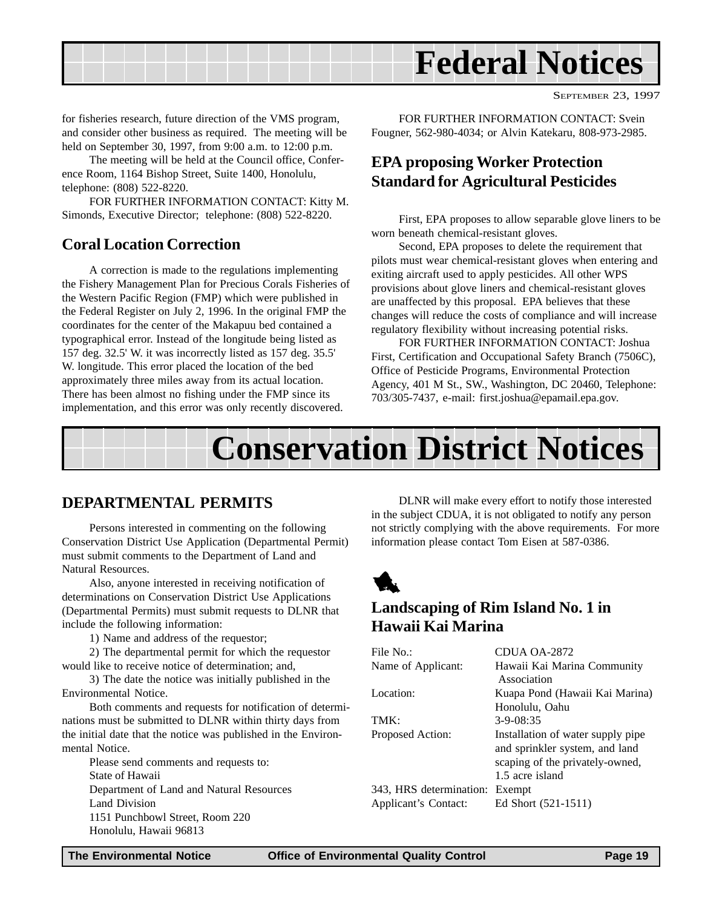# Federal Notices

for fisheries research, future direction of the VMS program, and consider other business as required. The meeting will be held on September 30, 1997, from 9:00 a.m. to 12:00 p.m.

The meeting will be held at the Council office, Conference Room, 1164 Bishop Street, Suite 1400, Honolulu, telephone: (808) 522-8220.

FOR FURTHER INFORMATION CONTACT: Kitty M. Simonds, Executive Director; telephone: (808) 522-8220.

## Coral Location Correction

A correction is made to the regulations implementing the Fishery Management Plan for Precious Corals Fisheries of the Western Pacific Region (FMP) which were published in the Federal Register on July 2, 1996. In the original FMP the coordinates for the center of the Makapuu bed contained a typographical error. Instead of the longitude being listed as 157 deg. 32.5' W. it was incorrectly listed as 157 deg. 35.5' W. longitude. This error placed the location of the bed approximately three miles away from its actual location. There has been almost no fishing under the FMP since its implementation, and this error was only recently discovered.

FOR FURTHER INFORMATION CONTACT: Svein Fougner, 562-980-4034; or Alvin Katekaru, 808-973-2985.

## EPA proposing Worker Protection Standard for Agricultural Pesticides

First, EPA proposes to allow separable glove liners to be worn beneath chemical-resistant gloves.

Second, EPA proposes to delete the requirement that pilots must wear chemical-resistant gloves when entering and exiting aircraft used to apply pesticides. All other WPS provisions about glove liners and chemical-resistant gloves are unaffected by this proposal. EPA believes that these changes will reduce the costs of compliance and will increase regulatory flexibility without increasing potential risks.

FOR FURTHER INFORMATION CONTACT: Joshua First, Certification and Occupational Safety Branch (7506C), Office of Pesticide Programs, Environmental Protection Agency, 401 M St., SW., Washington, DC 20460, Telephone: 703/305-7437, e-mail: first.joshua@epamail.epa.gov.

# Conservation District Notices

## DEPARTMENTAL PERMITS

Persons interested in commenting on the following Conservation District Use Application (Departmental Permit) must submit comments to the Department of Land and Natural Resources.

Also, anyone interested in receiving notification of determinations on Conservation District Use Applications (Departmental Permits) must submit requests to DLNR that include the following information:

1) Name and address of the requestor;

2) The departmental permit for which the requestor would like to receive notice of determination; and,

3) The date the notice was initially published in the Environmental Notice.

Both comments and requests for notification of determinations must be submitted to DLNR within thirty days from the initial date that the notice was published in the Environmental Notice.

Please send comments and requests to:
State of Hawaii
Department of Land and Natural Resources
Land Division
1151 Punchbowl Street, Room 220
Honolulu, Hawaii 96813

DLNR will make every effort to notify those interested in the subject CDUA, it is not obligated to notify any person not strictly complying with the above requirements. For more information please contact Tom Eisen at 587-0386.

## Landscaping of Rim Island No. 1 in Hawaii Kai Marina

| | |
|---|---|
| File No.: | CDUA OA-2872 |
| Name of Applicant: | Hawaii Kai Marina Community Association |
| Location: | Kuapa Pond (Hawaii Kai Marina) Honolulu, Oahu |
| TMK: | 3-9-08:35 |
| Proposed Action: | Installation of water supply pipe and sprinkler system, and land scaping of the privately-owned, 1.5 acre island |
| 343, HRS determination: | Exempt |
| Applicant's Contact: | Ed Short (521-1511) |